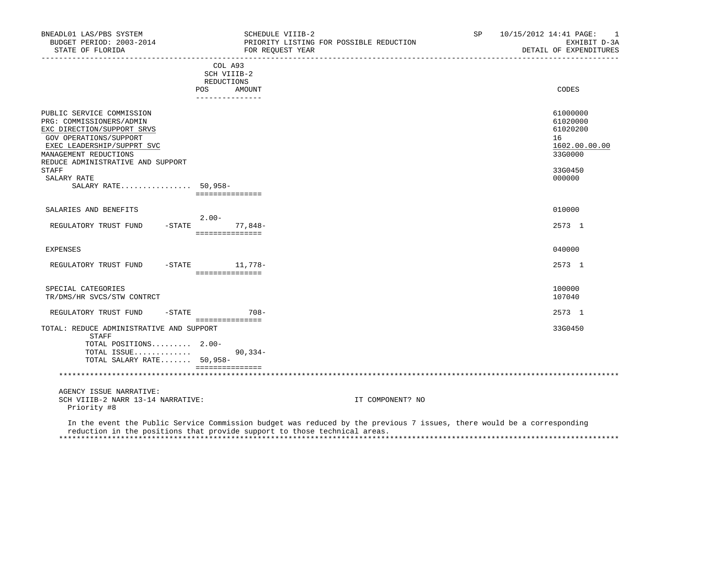BNEADL01 LAS/PBS SYSTEM | SCHEDULE VIIIB-2 | SP 10/15/2012 14:41 PAGE: 1
BUDGET PERIOD: 2003-2014 | PRIORITY LISTING FOR POSSIBLE REDUCTION | EXHIBIT D-3A
STATE OF FLORIDA | FOR REQUEST YEAR | DETAIL OF EXPENDITURES

| | COL A93 SCH VIIIB-2 REDUCTIONS POS | AMOUNT | CODES |
|---|---|---|---|
| PUBLIC SERVICE COMMISSION | | | 61000000 |
| PRG: COMMISSIONERS/ADMIN | | | 61020000 |
| EXC DIRECTION/SUPPORT SRVS | | | 61020200 |
| GOV OPERATIONS/SUPPORT | | | 16 |
| EXEC LEADERSHIP/SUPPRT SVC | | | 1602.00.00.00 |
| MANAGEMENT REDUCTIONS | | | 33G0000 |
| REDUCE ADMINISTRATIVE AND SUPPORT STAFF | | | 33G0450 |
| SALARY RATE | | | 000000 |
| SALARY RATE................ | 50,958- | | |
| SALARIES AND BENEFITS | | | 010000 |
| REGULATORY TRUST FUND -STATE | 2.00- | 77,848- | 2573 1 |
| EXPENSES | | | 040000 |
| REGULATORY TRUST FUND -STATE | | 11,778- | 2573 1 |
| SPECIAL CATEGORIES | | | 100000 |
| TR/DMS/HR SVCS/STW CONTRCT | | | 107040 |
| REGULATORY TRUST FUND -STATE | | 708- | 2573 1 |
| TOTAL: REDUCE ADMINISTRATIVE AND SUPPORT STAFF | | | 33G0450 |
| TOTAL POSITIONS......... | 2.00- | | |
| TOTAL ISSUE............ | | 90,334- | |
| TOTAL SALARY RATE....... | 50,958- | | |

AGENCY ISSUE NARRATIVE:
SCH VIIIB-2 NARR 13-14 NARRATIVE: IT COMPONENT? NO
Priority #8

In the event the Public Service Commission budget was reduced by the previous 7 issues, there would be a corresponding reduction in the positions that provide support to those technical areas.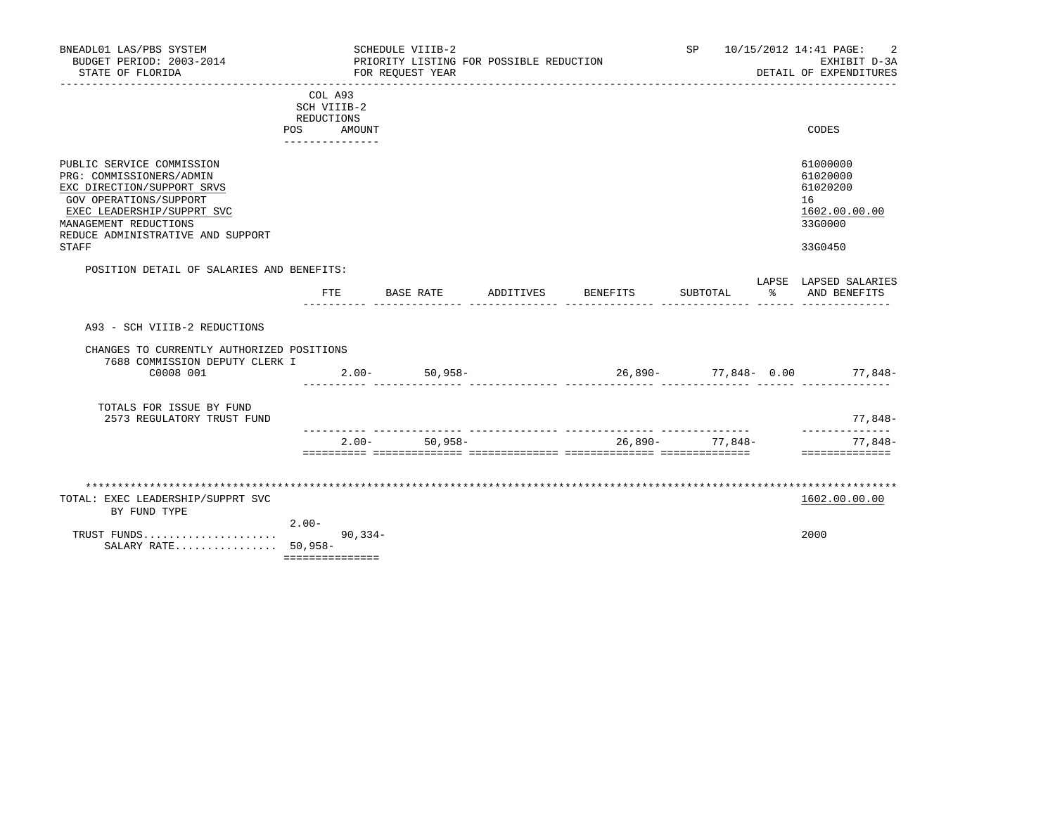BNEADL01 LAS/PBS SYSTEM — SCHEDULE VIIIB-2 — SP 10/15/2012 14:41

BUDGET PERIOD: 2003-2014 — PRIORITY LISTING FOR POSSIBLE REDUCTION — EXHIBIT D-3A

STATE OF FLORIDA — FOR REQUEST YEAR — DETAIL OF EXPENDITURES

| | COL A93 SCH VIIIB-2 REDUCTIONS POS | AMOUNT | CODES |
|---|---|---|---|
| PUBLIC SERVICE COMMISSION | | | 61000000 |
| PRG: COMMISSIONERS/ADMIN | | | 61020000 |
| EXC DIRECTION/SUPPORT SRVS | | | 61020200 |
| GOV OPERATIONS/SUPPORT | | | 16 |
| EXEC LEADERSHIP/SUPPRT SVC | | | 1602.00.00.00 |
| MANAGEMENT REDUCTIONS | | | 33G0000 |
| REDUCE ADMINISTRATIVE AND SUPPORT STAFF | | | 33G0450 |

POSITION DETAIL OF SALARIES AND BENEFITS:

| | FTE | BASE RATE | ADDITIVES | BENEFITS | SUBTOTAL | LAPSE % | LAPSED SALARIES AND BENEFITS |
|---|---|---|---|---|---|---|---|
| A93 - SCH VIIIB-2 REDUCTIONS | | | | | | | |
| CHANGES TO CURRENTLY AUTHORIZED POSITIONS | | | | | | | |
| 7688 COMMISSION DEPUTY CLERK I C0008 001 | 2.00- | 50,958- | | 26,890- | 77,848- | 0.00 | 77,848- |
| TOTALS FOR ISSUE BY FUND | | | | | | | |
| 2573 REGULATORY TRUST FUND | | | | | | | 77,848- |
| | 2.00- | 50,958- | | 26,890- | 77,848- | | 77,848- |

| TOTAL: EXEC LEADERSHIP/SUPPRT SVC BY FUND TYPE | POS | AMOUNT | CODES |
|---|---|---|---|
| | | | 1602.00.00.00 |
| TRUST FUNDS..................... | 2.00- | 90,334- | 2000 |
| SALARY RATE................ | 50,958- | | |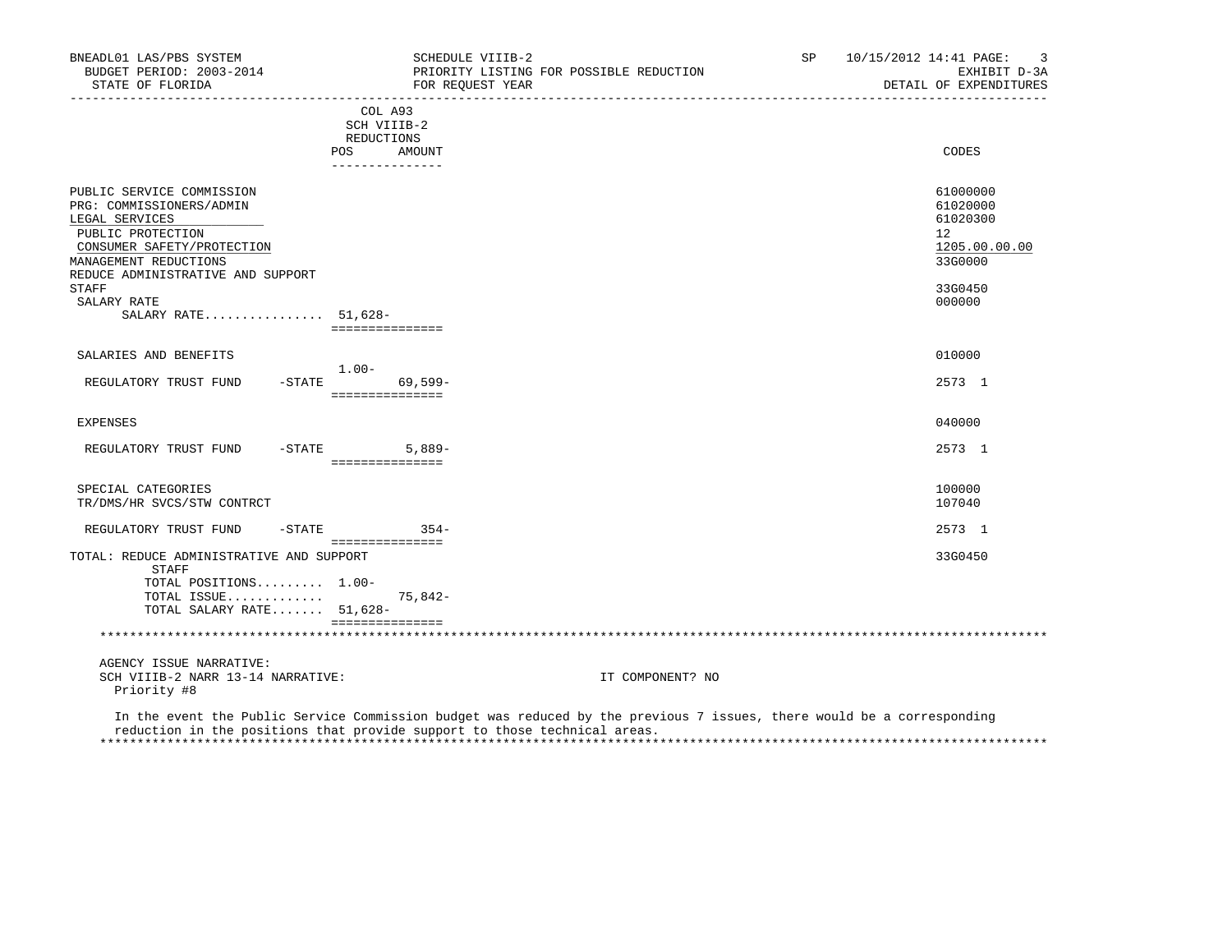BNEADL01 LAS/PBS SYSTEM
BUDGET PERIOD: 2003-2014
STATE OF FLORIDA

SCHEDULE VIIIB-2
PRIORITY LISTING FOR POSSIBLE REDUCTION
FOR REQUEST YEAR

SP 10/15/2012 14:41
EXHIBIT D-3A
DETAIL OF EXPENDITURES

| | COL A93 SCH VIIIB-2 REDUCTIONS POS | AMOUNT | CODES |
|---|---|---|---|
| PUBLIC SERVICE COMMISSION | | | 61000000 |
| PRG: COMMISSIONERS/ADMIN | | | 61020000 |
| LEGAL SERVICES | | | 61020300 |
| PUBLIC PROTECTION | | | 12 |
| CONSUMER SAFETY/PROTECTION | | | 1205.00.00.00 |
| MANAGEMENT REDUCTIONS | | | 33G0000 |
| REDUCE ADMINISTRATIVE AND SUPPORT STAFF | | | 33G0450 |
| SALARY RATE | | | 000000 |
| SALARY RATE................ | 51,628- | | |
| SALARIES AND BENEFITS | | | 010000 |
| REGULATORY TRUST FUND -STATE | 1.00- | 69,599- | 2573 1 |
| EXPENSES | | | 040000 |
| REGULATORY TRUST FUND -STATE | | 5,889- | 2573 1 |
| SPECIAL CATEGORIES | | | 100000 |
| TR/DMS/HR SVCS/STW CONTRCT | | | 107040 |
| REGULATORY TRUST FUND -STATE | | 354- | 2573 1 |
| TOTAL: REDUCE ADMINISTRATIVE AND SUPPORT STAFF | | | 33G0450 |
| TOTAL POSITIONS......... | 1.00- | | |
| TOTAL ISSUE............. | | 75,842- | |
| TOTAL SALARY RATE....... | 51,628- | | |

AGENCY ISSUE NARRATIVE:
SCH VIIIB-2 NARR 13-14 NARRATIVE: IT COMPONENT? NO
Priority #8

In the event the Public Service Commission budget was reduced by the previous 7 issues, there would be a corresponding reduction in the positions that provide support to those technical areas.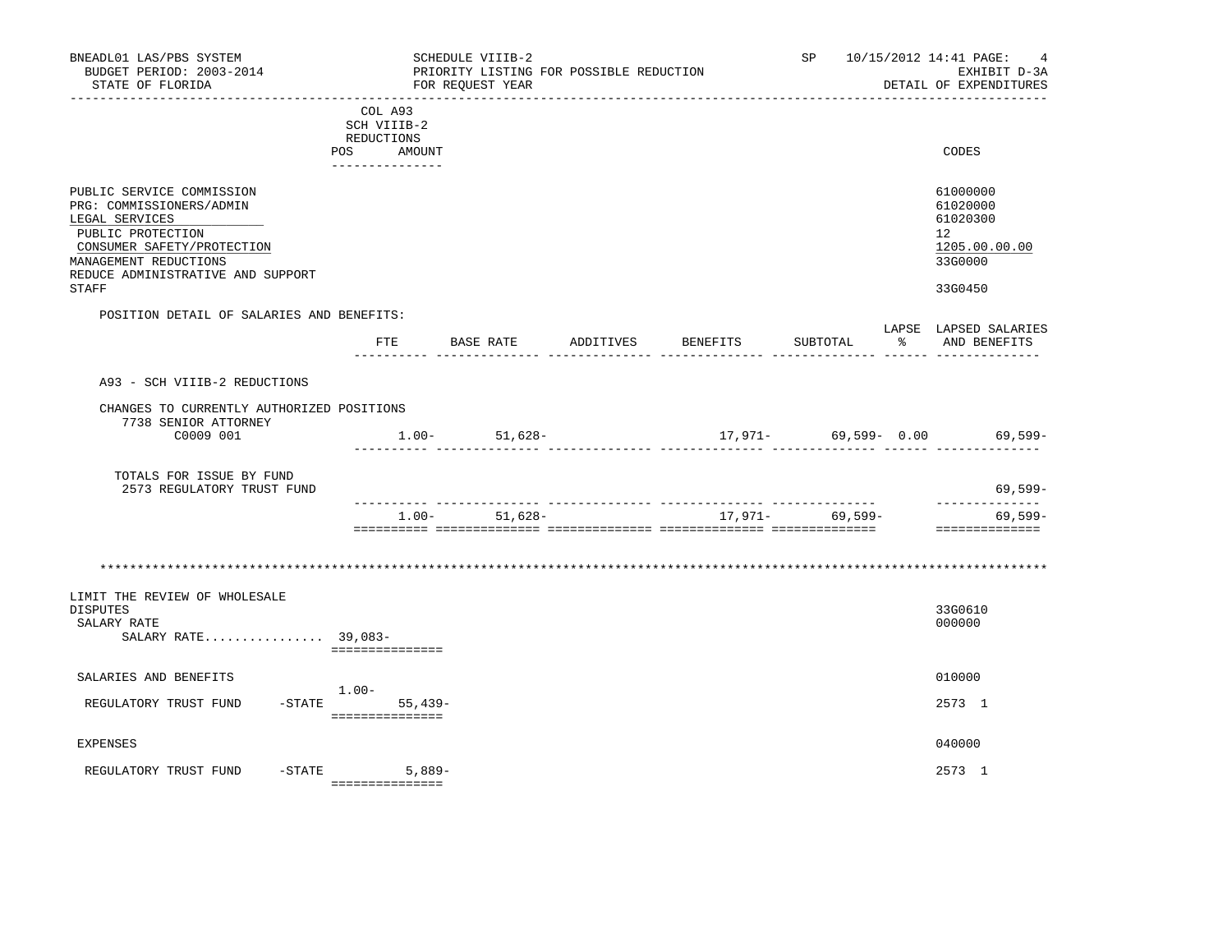COL A93
SCH VIIIB-2
REDUCTIONS

| | POS | AMOUNT | CODES |
|---|---|---|---|
| PUBLIC SERVICE COMMISSION | | | 61000000 |
| PRG: COMMISSIONERS/ADMIN | | | 61020000 |
| LEGAL SERVICES | | | 61020300 |
| PUBLIC PROTECTION | | | 12 |
| CONSUMER SAFETY/PROTECTION | | | 1205.00.00.00 |
| MANAGEMENT REDUCTIONS | | | 33G0000 |
| REDUCE ADMINISTRATIVE AND SUPPORT STAFF | | | 33G0450 |

POSITION DETAIL OF SALARIES AND BENEFITS:

| | FTE | BASE RATE | ADDITIVES | BENEFITS | SUBTOTAL | LAPSE % | LAPSED SALARIES AND BENEFITS |
|---|---|---|---|---|---|---|---|
| A93 - SCH VIIIB-2 REDUCTIONS | | | | | | | |
| CHANGES TO CURRENTLY AUTHORIZED POSITIONS | | | | | | | |
| 7738 SENIOR ATTORNEY C0009 001 | 1.00- | 51,628- | | 17,971- | 69,599- | 0.00 | 69,599- |
| TOTALS FOR ISSUE BY FUND | | | | | | | |
| 2573 REGULATORY TRUST FUND | | | | | | | 69,599- |
| | 1.00- | 51,628- | | 17,971- | 69,599- | | 69,599- |

\*\*\*\*\*\*\*\*\*\*\*\*\*\*\*\*\*\*\*\*\*\*\*\*\*\*\*\*\*\*\*\*\*\*\*\*\*\*\*\*\*\*\*\*\*\*\*\*\*\*\*\*\*\*\*\*\*\*\*\*\*\*\*\*\*\*\*\*\*\*\*\*\*\*\*\*\*\*\*\*\*\*\*\*\*\*\*\*\*\*\*\*\*\*\*\*\*\*\*\*\*\*\*\*\*\*\*\*\*\*\*\*\*\*\*\*\*\*

| | POS | AMOUNT | CODES |
|---|---|---|---|
| LIMIT THE REVIEW OF WHOLESALE DISPUTES | | | 33G0610 |
| SALARY RATE | | | 000000 |
| SALARY RATE................ | 39,083- | | |
| SALARIES AND BENEFITS | | | 010000 |
| REGULATORY TRUST FUND -STATE | 1.00- | 55,439- | 2573 1 |
| EXPENSES | | | 040000 |
| REGULATORY TRUST FUND -STATE | | 5,889- | 2573 1 |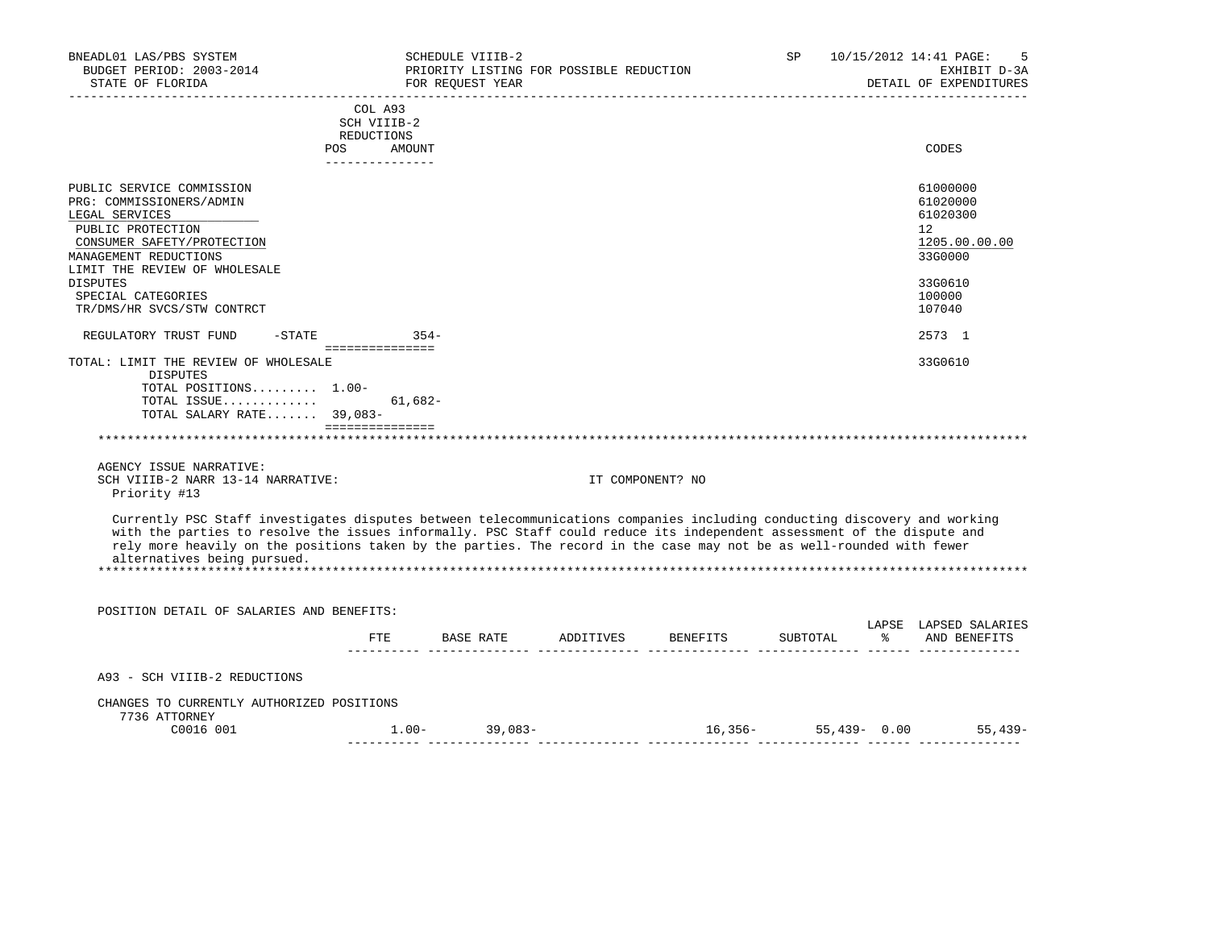BNEADL01 LAS/PBS SYSTEM | SCHEDULE VIIIB-2 | SP 10/15/2012 14:41
BUDGET PERIOD: 2003-2014 | PRIORITY LISTING FOR POSSIBLE REDUCTION | EXHIBIT D-3A
STATE OF FLORIDA | FOR REQUEST YEAR | DETAIL OF EXPENDITURES

| | COL A93 SCH VIIIB-2 REDUCTIONS POS | AMOUNT | CODES |
|---|---|---|---|
| PUBLIC SERVICE COMMISSION | | | 61000000 |
| PRG: COMMISSIONERS/ADMIN | | | 61020000 |
| LEGAL SERVICES | | | 61020300 |
| PUBLIC PROTECTION | | | 12 |
| CONSUMER SAFETY/PROTECTION | | | 1205.00.00.00 |
| MANAGEMENT REDUCTIONS | | | 33G0000 |
| LIMIT THE REVIEW OF WHOLESALE DISPUTES | | | 33G0610 |
| SPECIAL CATEGORIES | | | 100000 |
| TR/DMS/HR SVCS/STW CONTRCT | | | 107040 |
| REGULATORY TRUST FUND -STATE | | 354- | 2573 1 |
| TOTAL: LIMIT THE REVIEW OF WHOLESALE DISPUTES | | | 33G0610 |
| TOTAL POSITIONS......... | 1.00- | | |
| TOTAL ISSUE............. | | 61,682- | |
| TOTAL SALARY RATE....... | 39,083- | | |

AGENCY ISSUE NARRATIVE:
SCH VIIIB-2 NARR 13-14 NARRATIVE: IT COMPONENT? NO
Priority #13

Currently PSC Staff investigates disputes between telecommunications companies including conducting discovery and working with the parties to resolve the issues informally. PSC Staff could reduce its independent assessment of the dispute and rely more heavily on the positions taken by the parties. The record in the case may not be as well-rounded with fewer alternatives being pursued.

POSITION DETAIL OF SALARIES AND BENEFITS:

| | FTE | BASE RATE | ADDITIVES | BENEFITS | SUBTOTAL | LAPSE % | LAPSED SALARIES AND BENEFITS |
|---|---|---|---|---|---|---|---|
| A93 - SCH VIIIB-2 REDUCTIONS | | | | | | | |
| CHANGES TO CURRENTLY AUTHORIZED POSITIONS | | | | | | | |
| 7736 ATTORNEY | | | | | | | |
| C0016 001 | 1.00- | 39,083- | | 16,356- | 55,439- | 0.00 | 55,439- |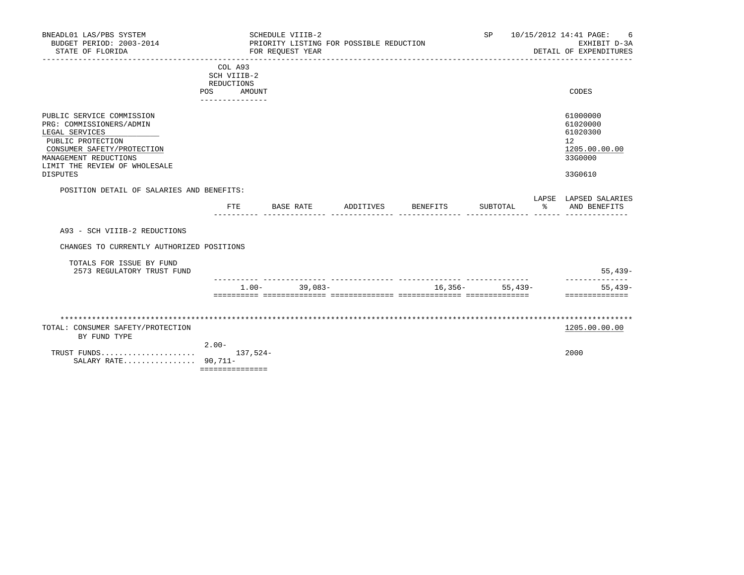BNEADL01 LAS/PBS SYSTEM
BUDGET PERIOD: 2003-2014
STATE OF FLORIDA

SCHEDULE VIIIB-2
PRIORITY LISTING FOR POSSIBLE REDUCTION
FOR REQUEST YEAR

SP 10/15/2012 14:41 PAGE: 6
EXHIBIT D-3A
DETAIL OF EXPENDITURES

| | COL A93 SCH VIIIB-2 REDUCTIONS POS | AMOUNT | CODES |
|---|---|---|---|
| PUBLIC SERVICE COMMISSION | | | 61000000 |
| PRG: COMMISSIONERS/ADMIN | | | 61020000 |
| LEGAL SERVICES | | | 61020300 |
| PUBLIC PROTECTION | | | 12 |
| CONSUMER SAFETY/PROTECTION | | | 1205.00.00.00 |
| MANAGEMENT REDUCTIONS | | | 33G0000 |
| LIMIT THE REVIEW OF WHOLESALE DISPUTES | | | 33G0610 |

POSITION DETAIL OF SALARIES AND BENEFITS:

| | FTE | BASE RATE | ADDITIVES | BENEFITS | SUBTOTAL | LAPSE % | LAPSED SALARIES AND BENEFITS |
|---|---|---|---|---|---|---|---|
| A93 - SCH VIIIB-2 REDUCTIONS | | | | | | | |
| CHANGES TO CURRENTLY AUTHORIZED POSITIONS | | | | | | | |
| TOTALS FOR ISSUE BY FUND | | | | | | | |
| 2573 REGULATORY TRUST FUND | | | | | | | 55,439- |
| | 1.00- | 39,083- | | 16,356- | 55,439- | | 55,439- |

| TOTAL: CONSUMER SAFETY/PROTECTION BY FUND TYPE | POS | AMOUNT | CODES |
|---|---|---|---|
| | | | 1205.00.00.00 |
| TRUST FUNDS | 2.00- | 137,524- | 2000 |
| SALARY RATE | 90,711- | | |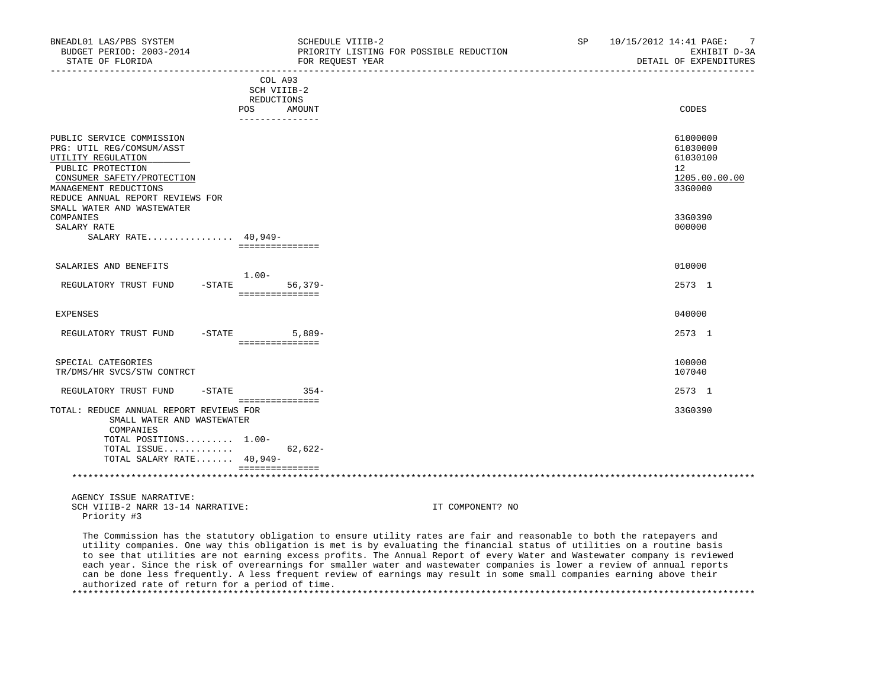BNEADL01 LAS/PBS SYSTEM SCHEDULE VIIIB-2 SP 10/15/2012 14:41

BUDGET PERIOD: 2003-2014 PRIORITY LISTING FOR POSSIBLE REDUCTION EXHIBIT D-3A

STATE OF FLORIDA FOR REQUEST YEAR DETAIL OF EXPENDITURES

| | COL A93 SCH VIIIB-2 REDUCTIONS POS | AMOUNT | CODES |
|---|---|---|---|
| PUBLIC SERVICE COMMISSION | | | 61000000 |
| PRG: UTIL REG/COMSUM/ASST | | | 61030000 |
| UTILITY REGULATION | | | 61030100 |
| PUBLIC PROTECTION | | | 12 |
| CONSUMER SAFETY/PROTECTION | | | 1205.00.00.00 |
| MANAGEMENT REDUCTIONS | | | 33G0000 |
| REDUCE ANNUAL REPORT REVIEWS FOR SMALL WATER AND WASTEWATER COMPANIES | | | 33G0390 |
| SALARY RATE | | | 000000 |
| SALARY RATE................ | 40,949- | | |
| SALARIES AND BENEFITS | | | 010000 |
| | 1.00- | | |
| REGULATORY TRUST FUND -STATE | | 56,379- | 2573 1 |
| EXPENSES | | | 040000 |
| REGULATORY TRUST FUND -STATE | | 5,889- | 2573 1 |
| SPECIAL CATEGORIES | | | 100000 |
| TR/DMS/HR SVCS/STW CONTRCT | | | 107040 |
| REGULATORY TRUST FUND -STATE | | 354- | 2573 1 |
| TOTAL: REDUCE ANNUAL REPORT REVIEWS FOR SMALL WATER AND WASTEWATER COMPANIES | | | 33G0390 |
| TOTAL POSITIONS......... | 1.00- | | |
| TOTAL ISSUE............. | | 62,622- | |
| TOTAL SALARY RATE....... | 40,949- | | |

AGENCY ISSUE NARRATIVE:

SCH VIIIB-2 NARR 13-14 NARRATIVE: IT COMPONENT? NO

Priority #3

The Commission has the statutory obligation to ensure utility rates are fair and reasonable to both the ratepayers and utility companies. One way this obligation is met is by evaluating the financial status of utilities on a routine basis to see that utilities are not earning excess profits. The Annual Report of every Water and Wastewater company is reviewed each year. Since the risk of overearnings for smaller water and wastewater companies is lower a review of annual reports can be done less frequently. A less frequent review of earnings may result in some small companies earning above their authorized rate of return for a period of time.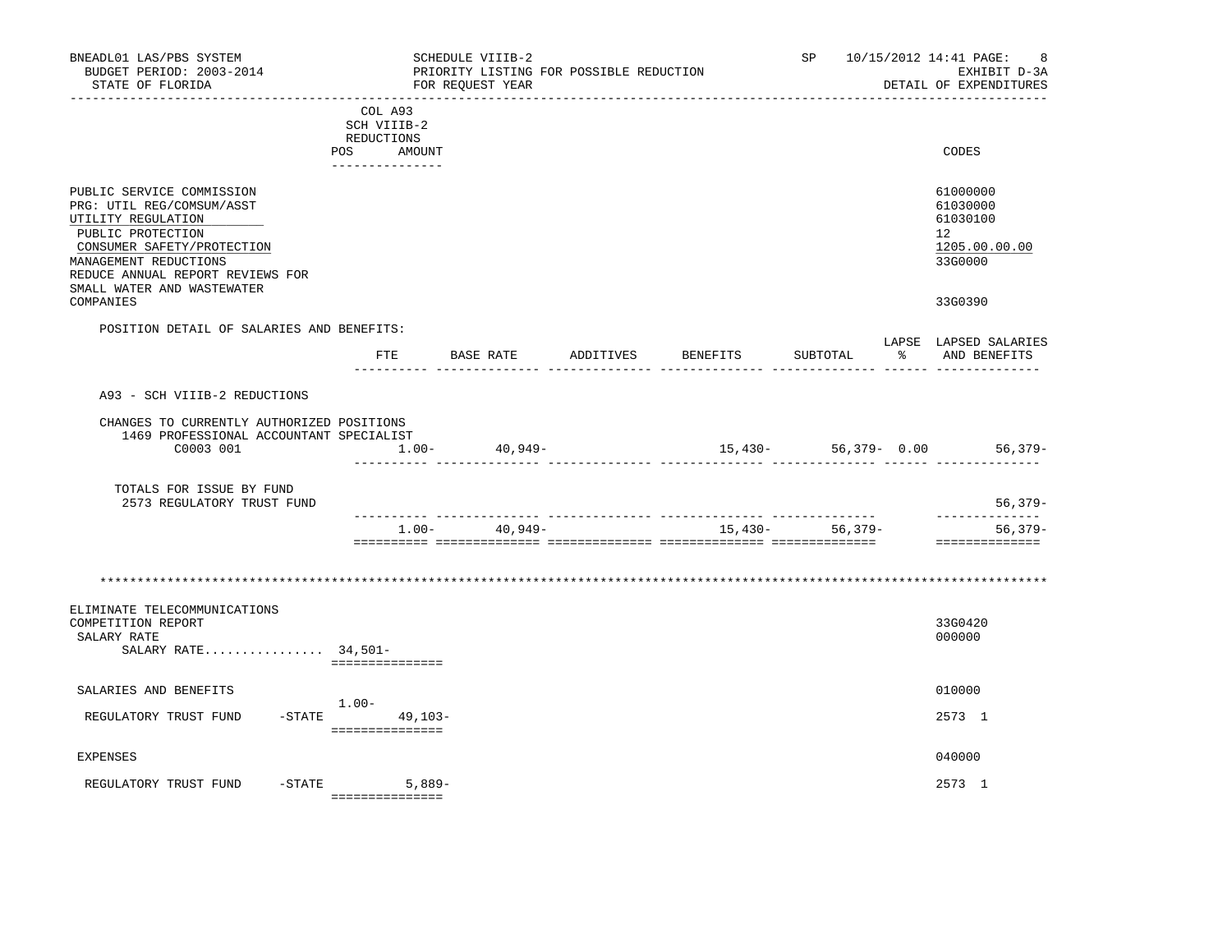BNEADL01 LAS/PBS SYSTEM — SCHEDULE VIIIB-2 — SP 10/15/2012 14:41
BUDGET PERIOD: 2003-2014 — PRIORITY LISTING FOR POSSIBLE REDUCTION — EXHIBIT D-3A
STATE OF FLORIDA — FOR REQUEST YEAR — DETAIL OF EXPENDITURES

| | COL A93 SCH VIIIB-2 REDUCTIONS POS AMOUNT | CODES |
|---|---|---|
| PUBLIC SERVICE COMMISSION | | 61000000 |
| PRG: UTIL REG/COMSUM/ASST | | 61030000 |
| UTILITY REGULATION | | 61030100 |
| PUBLIC PROTECTION | | 12 |
| CONSUMER SAFETY/PROTECTION | | 1205.00.00.00 |
| MANAGEMENT REDUCTIONS | | 33G0000 |
| REDUCE ANNUAL REPORT REVIEWS FOR SMALL WATER AND WASTEWATER COMPANIES | | 33G0390 |

POSITION DETAIL OF SALARIES AND BENEFITS:

| | FTE | BASE RATE | ADDITIVES | BENEFITS | SUBTOTAL | LAPSE % | LAPSED SALARIES AND BENEFITS |
|---|---|---|---|---|---|---|---|
| A93 - SCH VIIIB-2 REDUCTIONS | | | | | | | |
| CHANGES TO CURRENTLY AUTHORIZED POSITIONS | | | | | | | |
| 1469 PROFESSIONAL ACCOUNTANT SPECIALIST C0003 001 | 1.00- | 40,949- | | 15,430- | 56,379- | 0.00 | 56,379- |
| TOTALS FOR ISSUE BY FUND | | | | | | | |
| 2573 REGULATORY TRUST FUND | | | | | | | 56,379- |
| | 1.00- | 40,949- | | 15,430- | 56,379- | | 56,379- |

************************************************************************************************************

| | POS | AMOUNT | CODES |
|---|---|---|---|
| ELIMINATE TELECOMMUNICATIONS COMPETITION REPORT | | | 33G0420 |
| SALARY RATE | | | 000000 |
| SALARY RATE................ 34,501- | | | |
| SALARIES AND BENEFITS | | | 010000 |
| REGULATORY TRUST FUND -STATE | 1.00- | 49,103- | 2573 1 |
| EXPENSES | | | 040000 |
| REGULATORY TRUST FUND -STATE | | 5,889- | 2573 1 |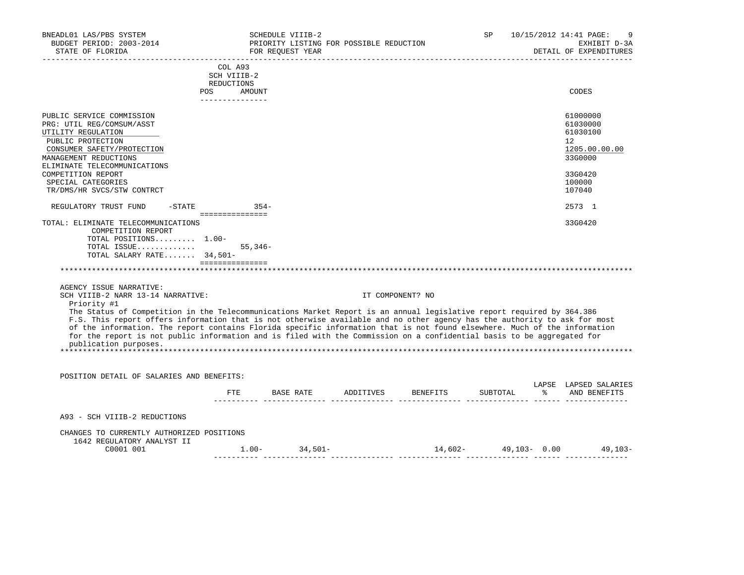BNEADL01 LAS/PBS SYSTEM
BUDGET PERIOD: 2003-2014
STATE OF FLORIDA

SCHEDULE VIIIB-2
PRIORITY LISTING FOR POSSIBLE REDUCTION
FOR REQUEST YEAR

SP 10/15/2012 14:41
EXHIBIT D-3A
DETAIL OF EXPENDITURES

| | COL A93 SCH VIIIB-2 REDUCTIONS POS | AMOUNT | CODES |
|---|---|---|---|
| PUBLIC SERVICE COMMISSION | | | 61000000 |
| PRG: UTIL REG/COMSUM/ASST | | | 61030000 |
| UTILITY REGULATION | | | 61030100 |
| PUBLIC PROTECTION | | | 12 |
| CONSUMER SAFETY/PROTECTION | | | 1205.00.00.00 |
| MANAGEMENT REDUCTIONS | | | 33G0000 |
| ELIMINATE TELECOMMUNICATIONS COMPETITION REPORT | | | 33G0420 |
| SPECIAL CATEGORIES | | | 100000 |
| TR/DMS/HR SVCS/STW CONTRCT | | | 107040 |
| REGULATORY TRUST FUND -STATE | | 354- | 2573 1 |
| TOTAL: ELIMINATE TELECOMMUNICATIONS COMPETITION REPORT | | | 33G0420 |
| TOTAL POSITIONS......... | 1.00- | | |
| TOTAL ISSUE............. | | 55,346- | |
| TOTAL SALARY RATE....... | 34,501- | | |

AGENCY ISSUE NARRATIVE:
SCH VIIIB-2 NARR 13-14 NARRATIVE: IT COMPONENT? NO

Priority #1

The Status of Competition in the Telecommunications Market Report is an annual legislative report required by 364.386 F.S. This report offers information that is not otherwise available and no other agency has the authority to ask for most of the information. The report contains Florida specific information that is not found elsewhere. Much of the information for the report is not public information and is filed with the Commission on a confidential basis to be aggregated for publication purposes.

POSITION DETAIL OF SALARIES AND BENEFITS:

| | FTE | BASE RATE | ADDITIVES | BENEFITS | SUBTOTAL | LAPSE % | LAPSED SALARIES AND BENEFITS |
|---|---|---|---|---|---|---|---|
| A93 - SCH VIIIB-2 REDUCTIONS | | | | | | | |
| CHANGES TO CURRENTLY AUTHORIZED POSITIONS | | | | | | | |
| 1642 REGULATORY ANALYST II | | | | | | | |
| C0001 001 | 1.00- | 34,501- | | 14,602- | 49,103- | 0.00 | 49,103- |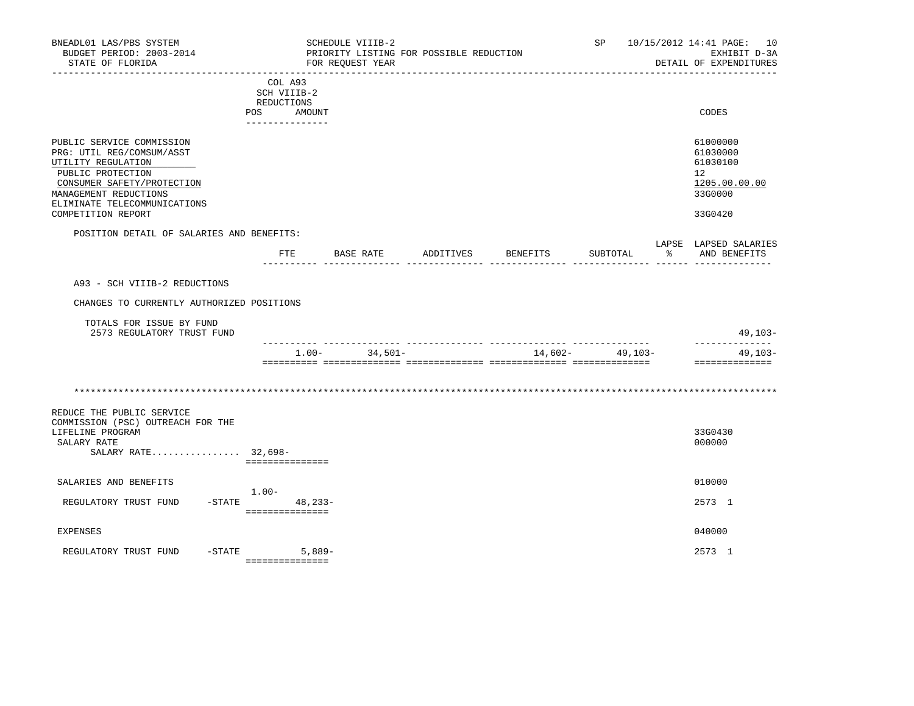BNEADL01 LAS/PBS SYSTEM — SCHEDULE VIIIB-2 — SP 10/15/2012 14:41

BUDGET PERIOD: 2003-2014 — PRIORITY LISTING FOR POSSIBLE REDUCTION — EXHIBIT D-3A

STATE OF FLORIDA — FOR REQUEST YEAR — DETAIL OF EXPENDITURES

| | COL A93 SCH VIIIB-2 REDUCTIONS POS | AMOUNT | CODES |
|---|---|---|---|
| PUBLIC SERVICE COMMISSION | | | 61000000 |
| PRG: UTIL REG/COMSUM/ASST | | | 61030000 |
| UTILITY REGULATION | | | 61030100 |
| PUBLIC PROTECTION | | | 12 |
| CONSUMER SAFETY/PROTECTION | | | 1205.00.00.00 |
| MANAGEMENT REDUCTIONS | | | 33G0000 |
| ELIMINATE TELECOMMUNICATIONS COMPETITION REPORT | | | 33G0420 |

POSITION DETAIL OF SALARIES AND BENEFITS:

| | FTE | BASE RATE | ADDITIVES | BENEFITS | SUBTOTAL | LAPSE % | LAPSED SALARIES AND BENEFITS |
|---|---|---|---|---|---|---|---|
| A93 - SCH VIIIB-2 REDUCTIONS | | | | | | | |
| CHANGES TO CURRENTLY AUTHORIZED POSITIONS | | | | | | | |
| TOTALS FOR ISSUE BY FUND | | | | | | | |
| 2573 REGULATORY TRUST FUND | | | | | | | 49,103- |
| | 1.00- | 34,501- | | 14,602- | 49,103- | | 49,103- |

************************************************************************************************************************

| | POS | AMOUNT | CODES |
|---|---|---|---|
| REDUCE THE PUBLIC SERVICE COMMISSION (PSC) OUTREACH FOR THE LIFELINE PROGRAM | | | 33G0430 |
| SALARY RATE | | | 000000 |
| SALARY RATE................ | | 32,698- | |
| SALARIES AND BENEFITS | | | 010000 |
| REGULATORY TRUST FUND -STATE | 1.00- | 48,233- | 2573 1 |
| EXPENSES | | | 040000 |
| REGULATORY TRUST FUND -STATE | | 5,889- | 2573 1 |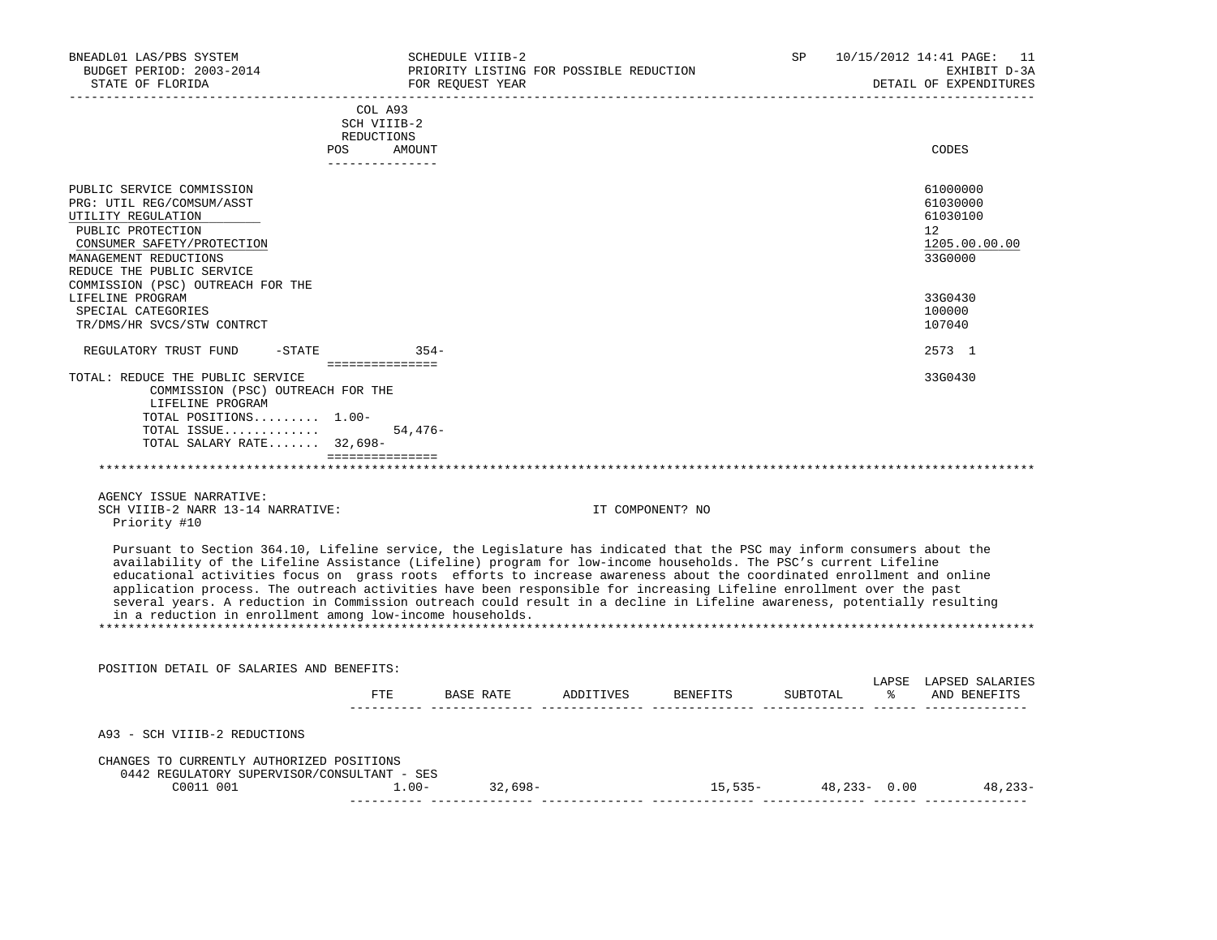| | COL A93 SCH VIIIB-2 REDUCTIONS POS | AMOUNT | CODES |
|---|---|---|---|
| PUBLIC SERVICE COMMISSION | | | 61000000 |
| PRG: UTIL REG/COMSUM/ASST | | | 61030000 |
| UTILITY REGULATION | | | 61030100 |
| PUBLIC PROTECTION | | | 12 |
| CONSUMER SAFETY/PROTECTION | | | 1205.00.00.00 |
| MANAGEMENT REDUCTIONS | | | 33G0000 |
| REDUCE THE PUBLIC SERVICE COMMISSION (PSC) OUTREACH FOR THE LIFELINE PROGRAM | | | 33G0430 |
| SPECIAL CATEGORIES | | | 100000 |
| TR/DMS/HR SVCS/STW CONTRCT | | | 107040 |
| REGULATORY TRUST FUND -STATE | | 354- | 2573 1 |
| TOTAL: REDUCE THE PUBLIC SERVICE COMMISSION (PSC) OUTREACH FOR THE LIFELINE PROGRAM | | | 33G0430 |
| TOTAL POSITIONS......... | 1.00- | | |
| TOTAL ISSUE............ | | 54,476- | |
| TOTAL SALARY RATE....... | 32,698- | | |

AGENCY ISSUE NARRATIVE:

SCH VIIIB-2 NARR 13-14 NARRATIVE: IT COMPONENT? NO

Priority #10

Pursuant to Section 364.10, Lifeline service, the Legislature has indicated that the PSC may inform consumers about the availability of the Lifeline Assistance (Lifeline) program for low-income households. The PSC's current Lifeline educational activities focus on grass roots efforts to increase awareness about the coordinated enrollment and online application process. The outreach activities have been responsible for increasing Lifeline enrollment over the past several years. A reduction in Commission outreach could result in a decline in Lifeline awareness, potentially resulting in a reduction in enrollment among low-income households.

POSITION DETAIL OF SALARIES AND BENEFITS:

| | FTE | BASE RATE | ADDITIVES | BENEFITS | SUBTOTAL | LAPSE % | LAPSED SALARIES AND BENEFITS |
|---|---|---|---|---|---|---|---|
| A93 - SCH VIIIB-2 REDUCTIONS | | | | | | | |
| CHANGES TO CURRENTLY AUTHORIZED POSITIONS | | | | | | | |
| 0442 REGULATORY SUPERVISOR/CONSULTANT - SES | | | | | | | |
| C0011 001 | 1.00- | 32,698- | | 15,535- | 48,233- | 0.00 | 48,233- |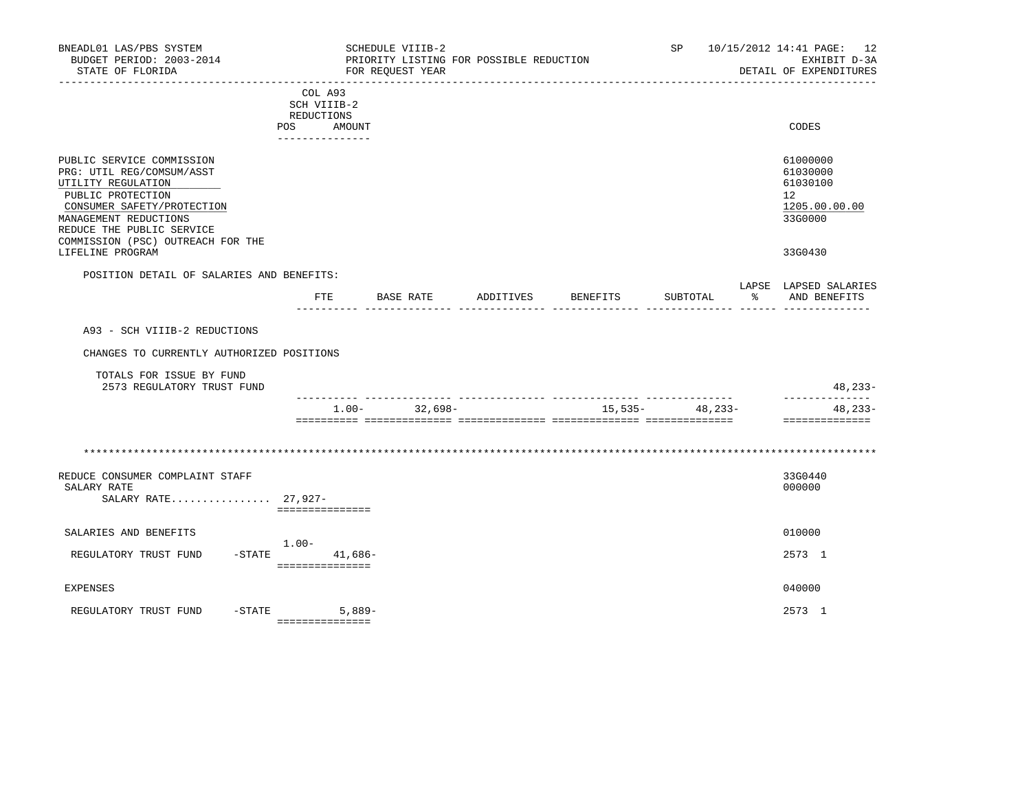BNEADL01 LAS/PBS SYSTEM — SCHEDULE VIIIB-2 — SP 10/15/2012 14:41 PAGE: 12
BUDGET PERIOD: 2003-2014 — PRIORITY LISTING FOR POSSIBLE REDUCTION — EXHIBIT D-3A
STATE OF FLORIDA — FOR REQUEST YEAR — DETAIL OF EXPENDITURES

| | COL A93 SCH VIIIB-2 REDUCTIONS POS | AMOUNT | CODES |
|---|---|---|---|
| PUBLIC SERVICE COMMISSION | | | 61000000 |
| PRG: UTIL REG/COMSUM/ASST | | | 61030000 |
| UTILITY REGULATION | | | 61030100 |
| PUBLIC PROTECTION | | | 12 |
| CONSUMER SAFETY/PROTECTION | | | 1205.00.00.00 |
| MANAGEMENT REDUCTIONS | | | 33G0000 |
| REDUCE THE PUBLIC SERVICE COMMISSION (PSC) OUTREACH FOR THE LIFELINE PROGRAM | | | 33G0430 |

POSITION DETAIL OF SALARIES AND BENEFITS:

| | FTE | BASE RATE | ADDITIVES | BENEFITS | SUBTOTAL | LAPSE % | LAPSED SALARIES AND BENEFITS |
|---|---|---|---|---|---|---|---|
| A93 - SCH VIIIB-2 REDUCTIONS | | | | | | | |
| CHANGES TO CURRENTLY AUTHORIZED POSITIONS | | | | | | | |
| TOTALS FOR ISSUE BY FUND | | | | | | | |
| 2573 REGULATORY TRUST FUND | | | | | | | 48,233- |
| | 1.00- | 32,698- | | 15,535- | 48,233- | | 48,233- |

************************************************************************************************************************

| | POS | AMOUNT | CODES |
|---|---|---|---|
| REDUCE CONSUMER COMPLAINT STAFF | | | 33G0440 |
| SALARY RATE | | | 000000 |
| SALARY RATE................ | 27,927- | | |
| SALARIES AND BENEFITS | | | 010000 |
| REGULATORY TRUST FUND -STATE | 1.00- | 41,686- | 2573 1 |
| EXPENSES | | | 040000 |
| REGULATORY TRUST FUND -STATE | | 5,889- | 2573 1 |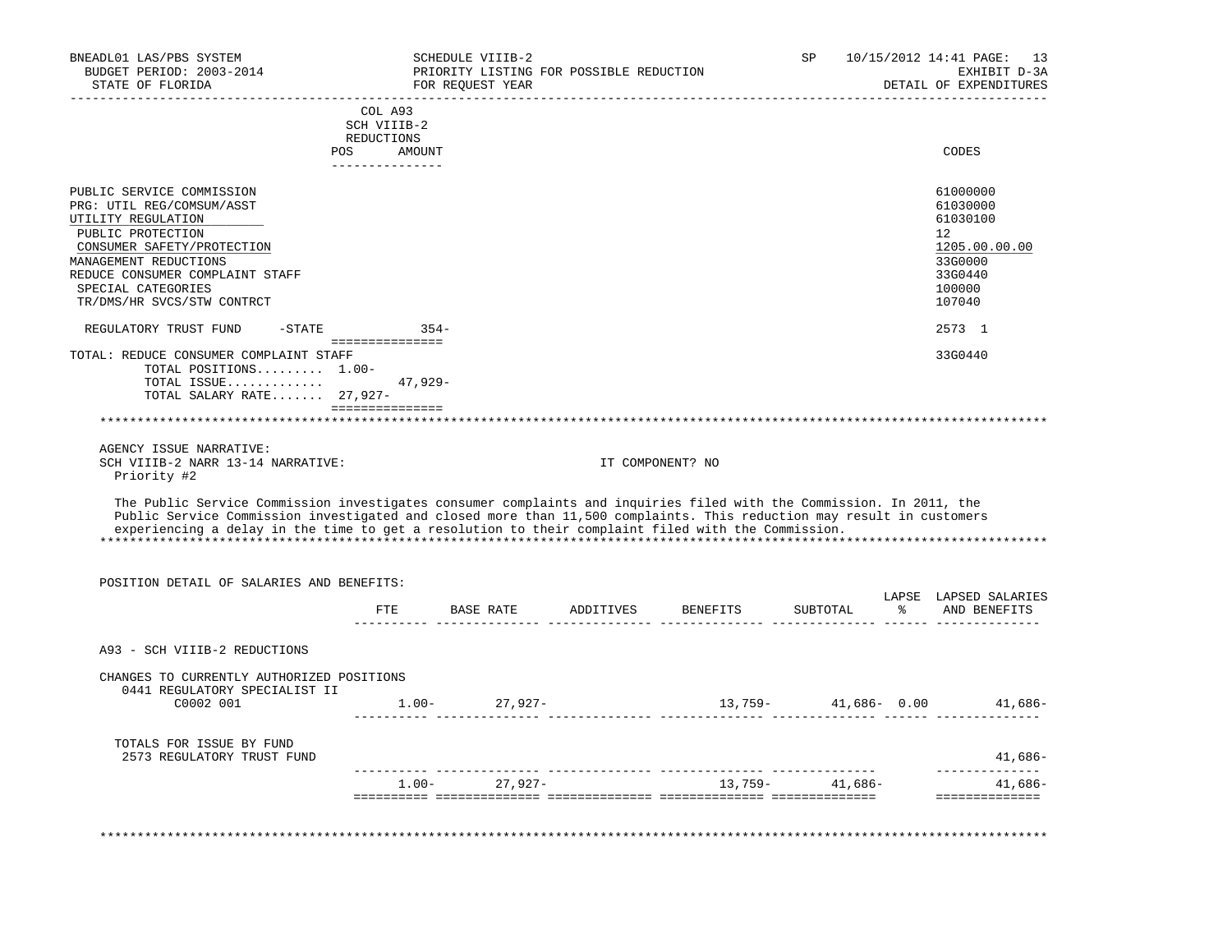BNEADL01 LAS/PBS SYSTEM — SCHEDULE VIIIB-2 — SP 10/15/2012 14:41 PAGE: 13
BUDGET PERIOD: 2003-2014 — PRIORITY LISTING FOR POSSIBLE REDUCTION — EXHIBIT D-3A
STATE OF FLORIDA — FOR REQUEST YEAR — DETAIL OF EXPENDITURES

| | COL A93 SCH VIIIB-2 REDUCTIONS POS | AMOUNT | CODES |
|---|---|---|---|
| PUBLIC SERVICE COMMISSION | | | 61000000 |
| PRG: UTIL REG/COMSUM/ASST | | | 61030000 |
| UTILITY REGULATION | | | 61030100 |
| PUBLIC PROTECTION | | | 12 |
| CONSUMER SAFETY/PROTECTION | | | 1205.00.00.00 |
| MANAGEMENT REDUCTIONS | | | 33G0000 |
| REDUCE CONSUMER COMPLAINT STAFF | | | 33G0440 |
| SPECIAL CATEGORIES | | | 100000 |
| TR/DMS/HR SVCS/STW CONTRCT | | | 107040 |
| REGULATORY TRUST FUND -STATE | | 354- | 2573 1 |
| TOTAL: REDUCE CONSUMER COMPLAINT STAFF | | | 33G0440 |
| TOTAL POSITIONS......... | 1.00- | | |
| TOTAL ISSUE............. | | 47,929- | |
| TOTAL SALARY RATE....... | 27,927- | | |

AGENCY ISSUE NARRATIVE:
SCH VIIIB-2 NARR 13-14 NARRATIVE: IT COMPONENT? NO
Priority #2

The Public Service Commission investigates consumer complaints and inquiries filed with the Commission. In 2011, the Public Service Commission investigated and closed more than 11,500 complaints. This reduction may result in customers experiencing a delay in the time to get a resolution to their complaint filed with the Commission.

POSITION DETAIL OF SALARIES AND BENEFITS:

| | FTE | BASE RATE | ADDITIVES | BENEFITS | SUBTOTAL | LAPSE % | LAPSED SALARIES AND BENEFITS |
|---|---|---|---|---|---|---|---|
| A93 - SCH VIIIB-2 REDUCTIONS | | | | | | | |
| CHANGES TO CURRENTLY AUTHORIZED POSITIONS | | | | | | | |
| 0441 REGULATORY SPECIALIST II | | | | | | | |
| C0002 001 | 1.00- | 27,927- | | 13,759- | 41,686- | 0.00 | 41,686- |
| TOTALS FOR ISSUE BY FUND | | | | | | | |
| 2573 REGULATORY TRUST FUND | | | | | | | 41,686- |
| | 1.00- | 27,927- | | 13,759- | 41,686- | | 41,686- |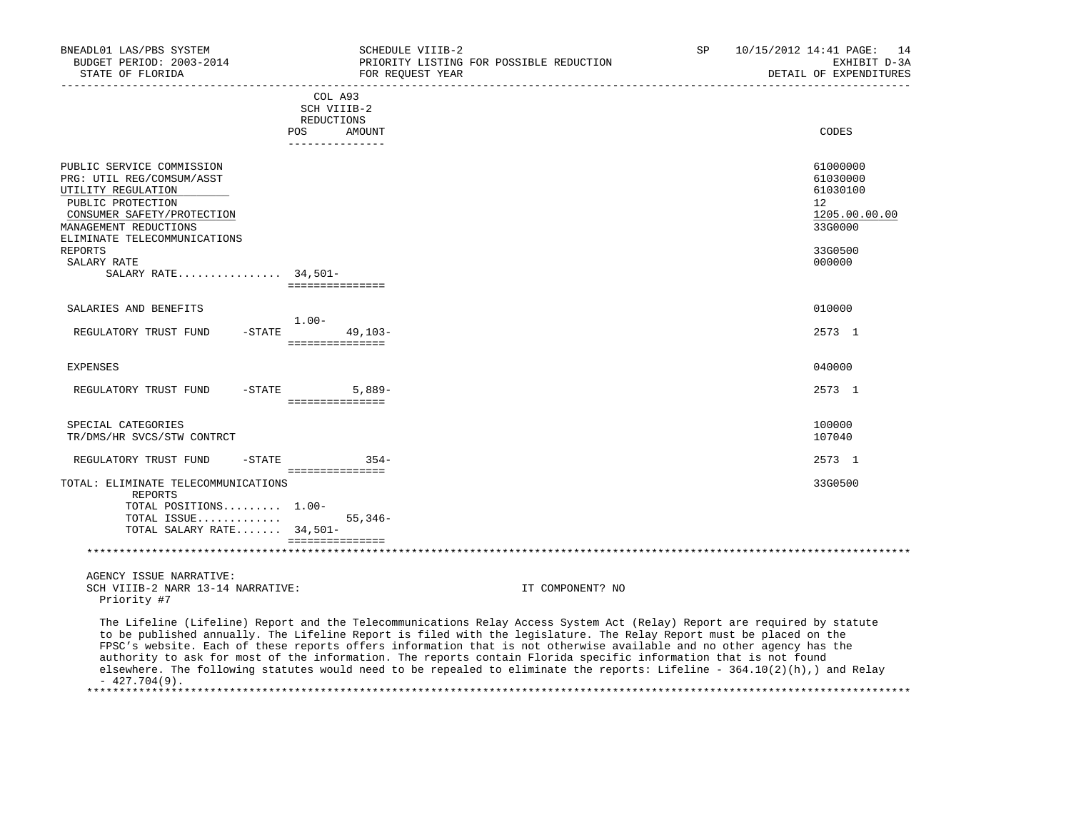BNEADL01 LAS/PBS SYSTEM — SCHEDULE VIIIB-2 — PRIORITY LISTING FOR POSSIBLE REDUCTION — FOR REQUEST YEAR
BUDGET PERIOD: 2003-2014 — STATE OF FLORIDA — SP 10/15/2012 14:41 — EXHIBIT D-3A — DETAIL OF EXPENDITURES

| | COL A93 SCH VIIIB-2 REDUCTIONS POS | AMOUNT | CODES |
|---|---|---|---|
| PUBLIC SERVICE COMMISSION | | | 61000000 |
| PRG: UTIL REG/COMSUM/ASST | | | 61030000 |
| UTILITY REGULATION | | | 61030100 |
| PUBLIC PROTECTION | | | 12 |
| CONSUMER SAFETY/PROTECTION | | | 1205.00.00.00 |
| MANAGEMENT REDUCTIONS | | | 33G0000 |
| ELIMINATE TELECOMMUNICATIONS REPORTS | | | 33G0500 |
| SALARY RATE | | | 000000 |
| SALARY RATE................ | 34,501- | | |
| SALARIES AND BENEFITS | | | 010000 |
| REGULATORY TRUST FUND -STATE | 1.00- | 49,103- | 2573 1 |
| EXPENSES | | | 040000 |
| REGULATORY TRUST FUND -STATE | | 5,889- | 2573 1 |
| SPECIAL CATEGORIES | | | 100000 |
| TR/DMS/HR SVCS/STW CONTRCT | | | 107040 |
| REGULATORY TRUST FUND -STATE | | 354- | 2573 1 |
| TOTAL: ELIMINATE TELECOMMUNICATIONS REPORTS | | | 33G0500 |
| TOTAL POSITIONS......... | 1.00- | | |
| TOTAL ISSUE............. | | 55,346- | |
| TOTAL SALARY RATE....... | 34,501- | | |

AGENCY ISSUE NARRATIVE:
SCH VIIIB-2 NARR 13-14 NARRATIVE: IT COMPONENT? NO
Priority #7

The Lifeline (Lifeline) Report and the Telecommunications Relay Access System Act (Relay) Report are required by statute to be published annually. The Lifeline Report is filed with the legislature. The Relay Report must be placed on the FPSC's website. Each of these reports offers information that is not otherwise available and no other agency has the authority to ask for most of the information. The reports contain Florida specific information that is not found elsewhere. The following statutes would need to be repealed to eliminate the reports: Lifeline - 364.10(2)(h),) and Relay - 427.704(9).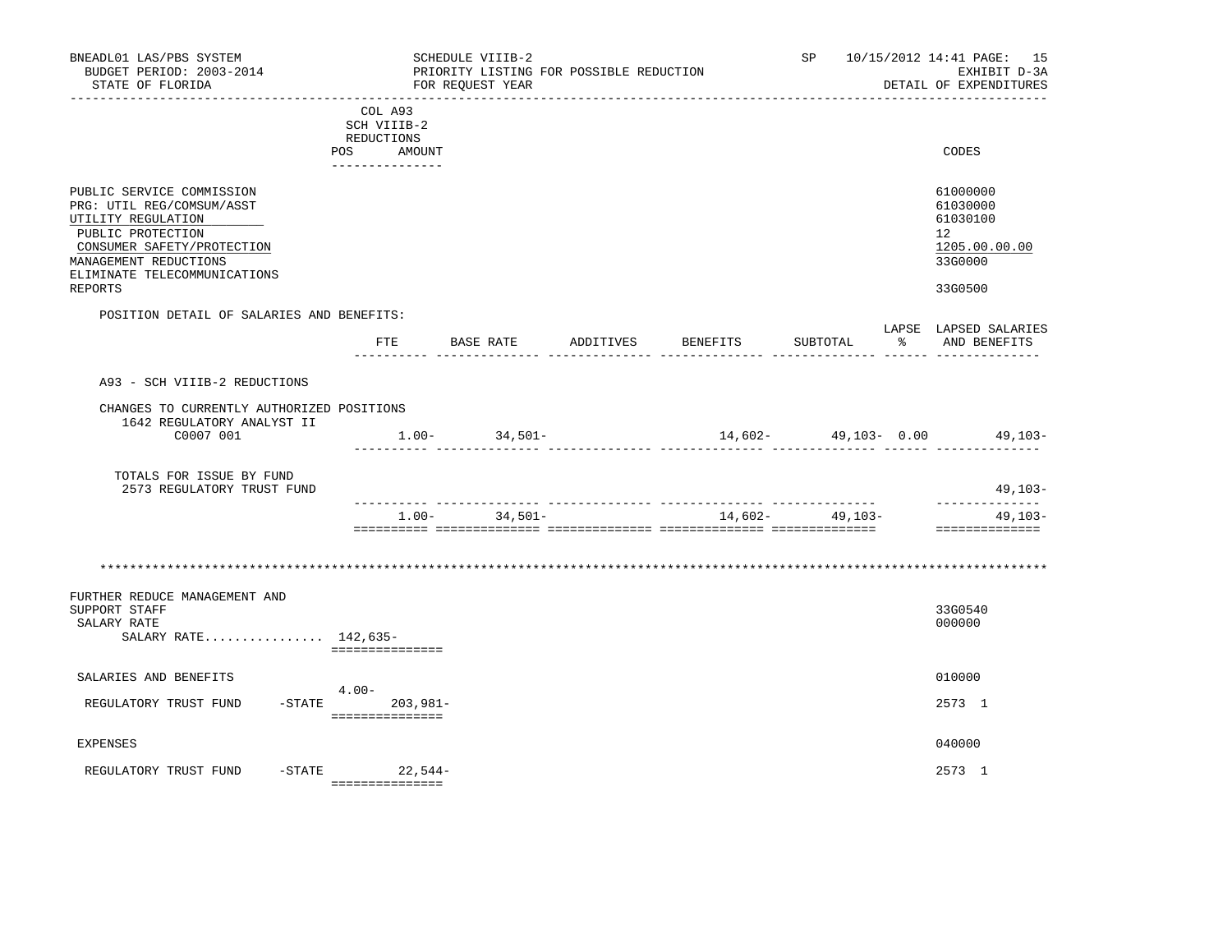BNEADL01 LAS/PBS SYSTEM — SCHEDULE VIIIB-2 — PRIORITY LISTING FOR POSSIBLE REDUCTION — FOR REQUEST YEAR
BUDGET PERIOD: 2003-2014 — STATE OF FLORIDA — SP 10/15/2012 14:41 — EXHIBIT D-3A — DETAIL OF EXPENDITURES

| | COL A93 SCH VIIIB-2 REDUCTIONS POS | AMOUNT | CODES |
|---|---|---|---|
| PUBLIC SERVICE COMMISSION | | | 61000000 |
| PRG: UTIL REG/COMSUM/ASST | | | 61030000 |
| UTILITY REGULATION | | | 61030100 |
| PUBLIC PROTECTION | | | 12 |
| CONSUMER SAFETY/PROTECTION | | | 1205.00.00.00 |
| MANAGEMENT REDUCTIONS | | | 33G0000 |
| ELIMINATE TELECOMMUNICATIONS REPORTS | | | 33G0500 |

POSITION DETAIL OF SALARIES AND BENEFITS:

| | FTE | BASE RATE | ADDITIVES | BENEFITS | SUBTOTAL | LAPSE % | LAPSED SALARIES AND BENEFITS |
|---|---|---|---|---|---|---|---|
| A93 - SCH VIIIB-2 REDUCTIONS | | | | | | | |
| CHANGES TO CURRENTLY AUTHORIZED POSITIONS | | | | | | | |
| 1642 REGULATORY ANALYST II C0007 001 | 1.00- | 34,501- | | 14,602- | 49,103- | 0.00 | 49,103- |
| TOTALS FOR ISSUE BY FUND | | | | | | | |
| 2573 REGULATORY TRUST FUND | | | | | | | 49,103- |
| | 1.00- | 34,501- | | 14,602- | 49,103- | | 49,103- |

**************************************************************************************************************

| | POS | AMOUNT | CODES |
|---|---|---|---|
| FURTHER REDUCE MANAGEMENT AND SUPPORT STAFF | | | 33G0540 |
| SALARY RATE | | | 000000 |
| SALARY RATE................ | 142,635- | | |
| SALARIES AND BENEFITS | | | 010000 |
| REGULATORY TRUST FUND -STATE | 4.00- | 203,981- | 2573 1 |
| EXPENSES | | | 040000 |
| REGULATORY TRUST FUND -STATE | | 22,544- | 2573 1 |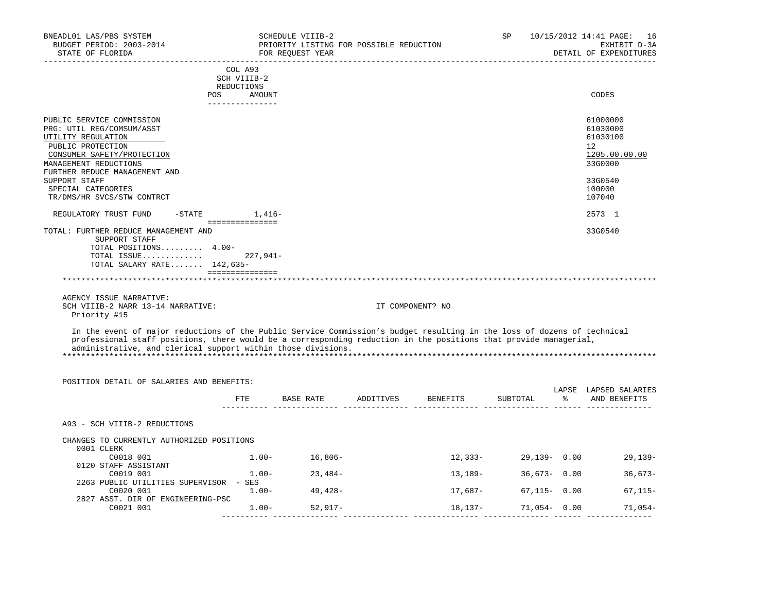BNEADL01 LAS/PBS SYSTEM — SCHEDULE VIIIB-2 — SP 10/15/2012 14:41
BUDGET PERIOD: 2003-2014 — PRIORITY LISTING FOR POSSIBLE REDUCTION — EXHIBIT D-3A
STATE OF FLORIDA — FOR REQUEST YEAR — DETAIL OF EXPENDITURES

| | COL A93 SCH VIIIB-2 REDUCTIONS POS | AMOUNT | CODES |
|---|---|---|---|
| PUBLIC SERVICE COMMISSION | | | 61000000 |
| PRG: UTIL REG/COMSUM/ASST | | | 61030000 |
| UTILITY REGULATION | | | 61030100 |
| PUBLIC PROTECTION | | | 12 |
| CONSUMER SAFETY/PROTECTION | | | 1205.00.00.00 |
| MANAGEMENT REDUCTIONS | | | 33G0000 |
| FURTHER REDUCE MANAGEMENT AND SUPPORT STAFF | | | 33G0540 |
| SPECIAL CATEGORIES | | | 100000 |
| TR/DMS/HR SVCS/STW CONTRCT | | | 107040 |
| REGULATORY TRUST FUND -STATE | | 1,416- | 2573 1 |
| TOTAL: FURTHER REDUCE MANAGEMENT AND SUPPORT STAFF | | | 33G0540 |
| TOTAL POSITIONS | 4.00- | | |
| TOTAL ISSUE | | 227,941- | |
| TOTAL SALARY RATE | 142,635- | | |

AGENCY ISSUE NARRATIVE:

SCH VIIIB-2 NARR 13-14 NARRATIVE: IT COMPONENT? NO

Priority #15

In the event of major reductions of the Public Service Commission's budget resulting in the loss of dozens of technical professional staff positions, there would be a corresponding reduction in the positions that provide managerial, administrative, and clerical support within those divisions.

POSITION DETAIL OF SALARIES AND BENEFITS:

| | FTE | BASE RATE | ADDITIVES | BENEFITS | SUBTOTAL | LAPSE % | LAPSED SALARIES AND BENEFITS |
|---|---|---|---|---|---|---|---|
| A93 - SCH VIIIB-2 REDUCTIONS | | | | | | | |
| CHANGES TO CURRENTLY AUTHORIZED POSITIONS | | | | | | | |
| 0001 CLERK | | | | | | | |
| C0018 001 | 1.00- | 16,806- | | 12,333- | 29,139- | 0.00 | 29,139- |
| 0120 STAFF ASSISTANT | | | | | | | |
| C0019 001 | 1.00- | 23,484- | | 13,189- | 36,673- | 0.00 | 36,673- |
| 2263 PUBLIC UTILITIES SUPERVISOR - SES | | | | | | | |
| C0020 001 | 1.00- | 49,428- | | 17,687- | 67,115- | 0.00 | 67,115- |
| 2827 ASST. DIR OF ENGINEERING-PSC | | | | | | | |
| C0021 001 | 1.00- | 52,917- | | 18,137- | 71,054- | 0.00 | 71,054- |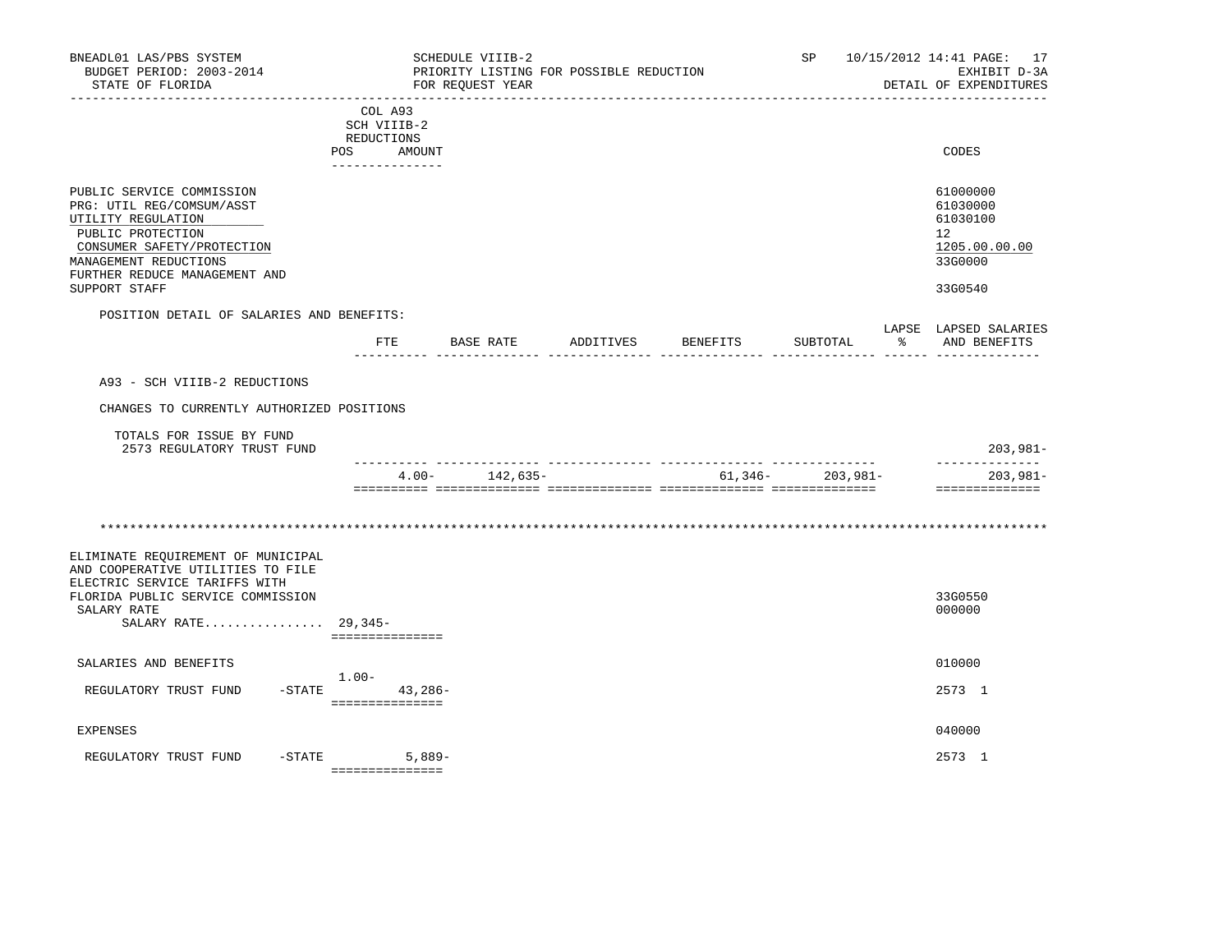| | COL A93 SCH VIIIB-2 REDUCTIONS POS | AMOUNT | CODES |
|---|---|---|---|
| PUBLIC SERVICE COMMISSION | | | 61000000 |
| PRG: UTIL REG/COMSUM/ASST | | | 61030000 |
| UTILITY REGULATION | | | 61030100 |
| PUBLIC PROTECTION | | | 12 |
| CONSUMER SAFETY/PROTECTION | | | 1205.00.00.00 |
| MANAGEMENT REDUCTIONS | | | 33G0000 |
| FURTHER REDUCE MANAGEMENT AND SUPPORT STAFF | | | 33G0540 |

POSITION DETAIL OF SALARIES AND BENEFITS:

| | FTE | BASE RATE | ADDITIVES | BENEFITS | SUBTOTAL | LAPSE % | LAPSED SALARIES AND BENEFITS |
|---|---|---|---|---|---|---|---|
| A93 - SCH VIIIB-2 REDUCTIONS | | | | | | | |
| CHANGES TO CURRENTLY AUTHORIZED POSITIONS | | | | | | | |
| TOTALS FOR ISSUE BY FUND 2573 REGULATORY TRUST FUND | | | | | | | 203,981- |
| | 4.00- | 142,635- | | 61,346- | 203,981- | | 203,981- |

***

| | POS | AMOUNT | CODES |
|---|---|---|---|
| ELIMINATE REQUIREMENT OF MUNICIPAL AND COOPERATIVE UTILITIES TO FILE ELECTRIC SERVICE TARIFFS WITH FLORIDA PUBLIC SERVICE COMMISSION | | | 33G0550 |
| SALARY RATE | | | 000000 |
| SALARY RATE................ | 29,345- | | |
| SALARIES AND BENEFITS | | | 010000 |
| REGULATORY TRUST FUND -STATE | 1.00- | 43,286- | 2573 1 |
| EXPENSES | | | 040000 |
| REGULATORY TRUST FUND -STATE | | 5,889- | 2573 1 |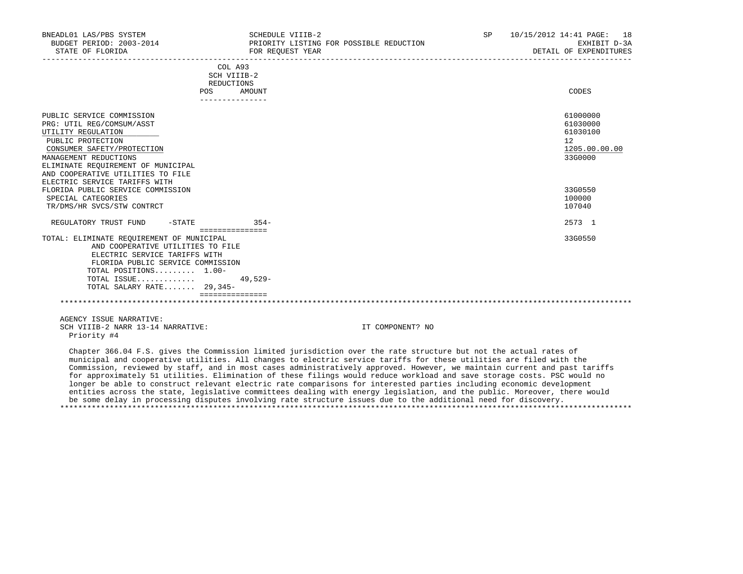| | COL A93 SCH VIIIB-2 REDUCTIONS POS | AMOUNT | CODES |
|---|---|---|---|
| PUBLIC SERVICE COMMISSION | | | 61000000 |
| PRG: UTIL REG/COMSUM/ASST | | | 61030000 |
| UTILITY REGULATION | | | 61030100 |
| PUBLIC PROTECTION | | | 12 |
| CONSUMER SAFETY/PROTECTION | | | 1205.00.00.00 |
| MANAGEMENT REDUCTIONS | | | 33G0000 |
| ELIMINATE REQUIREMENT OF MUNICIPAL AND COOPERATIVE UTILITIES TO FILE ELECTRIC SERVICE TARIFFS WITH FLORIDA PUBLIC SERVICE COMMISSION | | | 33G0550 |
| SPECIAL CATEGORIES | | | 100000 |
| TR/DMS/HR SVCS/STW CONTRCT | | | 107040 |
| REGULATORY TRUST FUND -STATE | | 354- | 2573 1 |
| TOTAL: ELIMINATE REQUIREMENT OF MUNICIPAL AND COOPERATIVE UTILITIES TO FILE ELECTRIC SERVICE TARIFFS WITH FLORIDA PUBLIC SERVICE COMMISSION | | | 33G0550 |
| TOTAL POSITIONS......... | 1.00- | | |
| TOTAL ISSUE............. | | 49,529- | |
| TOTAL SALARY RATE....... | 29,345- | | |

AGENCY ISSUE NARRATIVE:

SCH VIIIB-2 NARR 13-14 NARRATIVE: IT COMPONENT? NO

Priority #4

Chapter 366.04 F.S. gives the Commission limited jurisdiction over the rate structure but not the actual rates of municipal and cooperative utilities. All changes to electric service tariffs for these utilities are filed with the Commission, reviewed by staff, and in most cases administratively approved. However, we maintain current and past tariffs for approximately 51 utilities. Elimination of these filings would reduce workload and save storage costs. PSC would no longer be able to construct relevant electric rate comparisons for interested parties including economic development entities across the state, legislative committees dealing with energy legislation, and the public. Moreover, there would be some delay in processing disputes involving rate structure issues due to the additional need for discovery.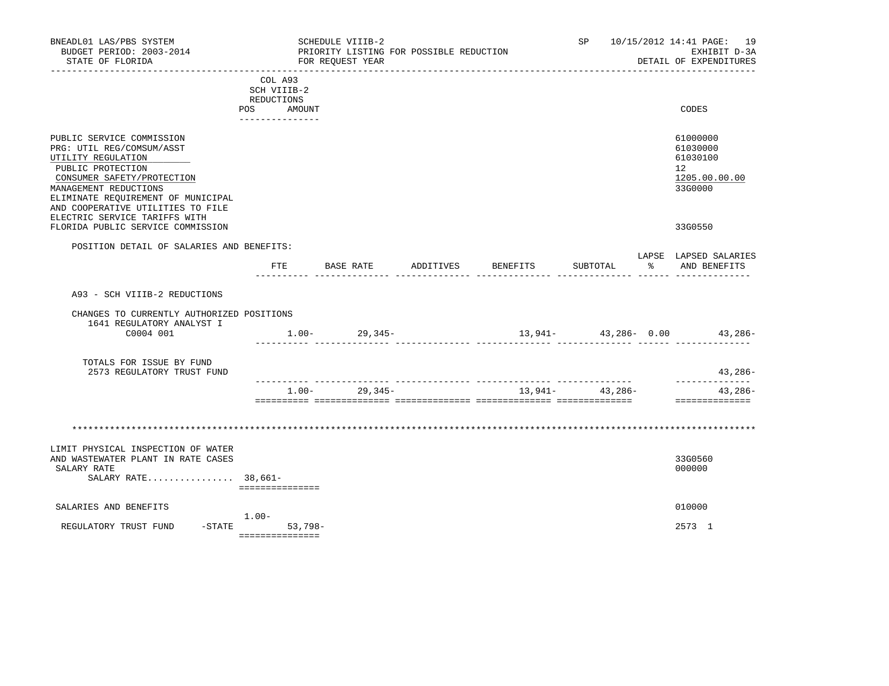BNEADL01 LAS/PBS SYSTEM | SCHEDULE VIIIB-2 | SP 10/15/2012 14:41
BUDGET PERIOD: 2003-2014 | PRIORITY LISTING FOR POSSIBLE REDUCTION | EXHIBIT D-3A
STATE OF FLORIDA | FOR REQUEST YEAR | DETAIL OF EXPENDITURES

| | COL A93 SCH VIIIB-2 REDUCTIONS POS | AMOUNT | CODES |
|---|---|---|---|
| PUBLIC SERVICE COMMISSION | | | 61000000 |
| PRG: UTIL REG/COMSUM/ASST | | | 61030000 |
| UTILITY REGULATION | | | 61030100 |
| PUBLIC PROTECTION | | | 12 |
| CONSUMER SAFETY/PROTECTION | | | 1205.00.00.00 |
| MANAGEMENT REDUCTIONS | | | 33G0000 |
| ELIMINATE REQUIREMENT OF MUNICIPAL AND COOPERATIVE UTILITIES TO FILE ELECTRIC SERVICE TARIFFS WITH FLORIDA PUBLIC SERVICE COMMISSION | | | 33G0550 |

POSITION DETAIL OF SALARIES AND BENEFITS:

| | FTE | BASE RATE | ADDITIVES | BENEFITS | SUBTOTAL | LAPSE % | LAPSED SALARIES AND BENEFITS |
|---|---|---|---|---|---|---|---|
| A93 - SCH VIIIB-2 REDUCTIONS | | | | | | | |
| CHANGES TO CURRENTLY AUTHORIZED POSITIONS | | | | | | | |
| 1641 REGULATORY ANALYST I C0004 001 | 1.00- | 29,345- | | 13,941- | 43,286- | 0.00 | 43,286- |
| TOTALS FOR ISSUE BY FUND | | | | | | | |
| 2573 REGULATORY TRUST FUND | | | | | | | 43,286- |
| | 1.00- | 29,345- | | 13,941- | 43,286- | | 43,286- |

*******************************************************************************************************************

| | POS | AMOUNT | CODES |
|---|---|---|---|
| LIMIT PHYSICAL INSPECTION OF WATER AND WASTEWATER PLANT IN RATE CASES | | | 33G0560 |
| SALARY RATE | | | 000000 |
| SALARY RATE................ | 38,661- | | |
| SALARIES AND BENEFITS | | | 010000 |
| REGULATORY TRUST FUND -STATE | 1.00- | 53,798- | 2573 1 |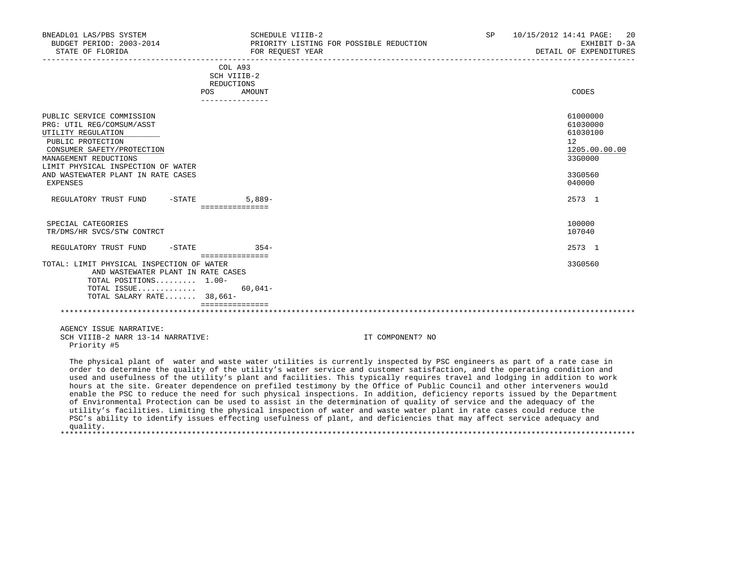BNEADL01 LAS/PBS SYSTEM | SCHEDULE VIIIB-2 | SP 10/15/2012 14:41
BUDGET PERIOD: 2003-2014 | PRIORITY LISTING FOR POSSIBLE REDUCTION | EXHIBIT D-3A
STATE OF FLORIDA | FOR REQUEST YEAR | DETAIL OF EXPENDITURES

| | COL A93 SCH VIIIB-2 REDUCTIONS POS | AMOUNT | CODES |
|---|---|---|---|
| PUBLIC SERVICE COMMISSION | | | 61000000 |
| PRG: UTIL REG/COMSUM/ASST | | | 61030000 |
| UTILITY REGULATION | | | 61030100 |
| PUBLIC PROTECTION | | | 12 |
| CONSUMER SAFETY/PROTECTION | | | 1205.00.00.00 |
| MANAGEMENT REDUCTIONS | | | 33G0000 |
| LIMIT PHYSICAL INSPECTION OF WATER AND WASTEWATER PLANT IN RATE CASES | | | 33G0560 |
| EXPENSES | | | 040000 |
| REGULATORY TRUST FUND -STATE | | 5,889- | 2573 1 |
| SPECIAL CATEGORIES | | | 100000 |
| TR/DMS/HR SVCS/STW CONTRCT | | | 107040 |
| REGULATORY TRUST FUND -STATE | | 354- | 2573 1 |
| TOTAL: LIMIT PHYSICAL INSPECTION OF WATER AND WASTEWATER PLANT IN RATE CASES | | | 33G0560 |
| TOTAL POSITIONS......... | 1.00- | | |
| TOTAL ISSUE............. | | 60,041- | |
| TOTAL SALARY RATE....... | 38,661- | | |

AGENCY ISSUE NARRATIVE:
SCH VIIIB-2 NARR 13-14 NARRATIVE: IT COMPONENT? NO
Priority #5

The physical plant of water and waste water utilities is currently inspected by PSC engineers as part of a rate case in order to determine the quality of the utility's water service and customer satisfaction, and the operating condition and used and usefulness of the utility's plant and facilities. This typically requires travel and lodging in addition to work hours at the site. Greater dependence on prefiled testimony by the Office of Public Council and other interveners would enable the PSC to reduce the need for such physical inspections. In addition, deficiency reports issued by the Department of Environmental Protection can be used to assist in the determination of quality of service and the adequacy of the utility's facilities. Limiting the physical inspection of water and waste water plant in rate cases could reduce the PSC's ability to identify issues effecting usefulness of plant, and deficiencies that may affect service adequacy and quality.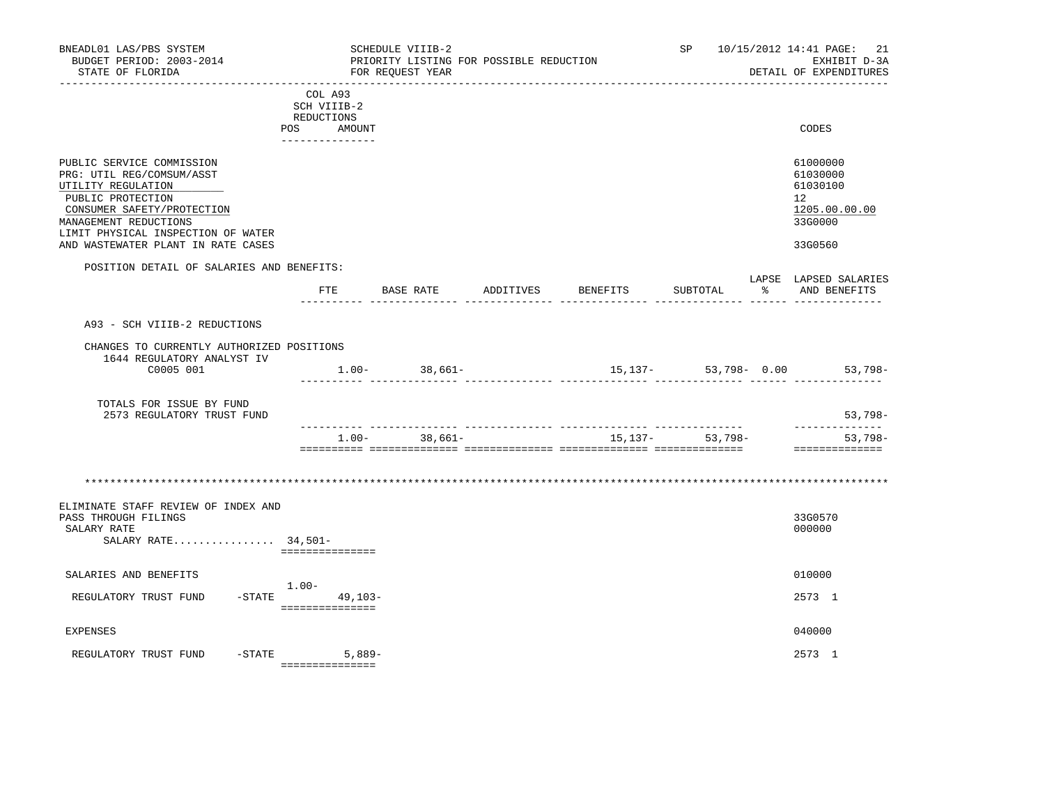BNEADL01 LAS/PBS SYSTEM — SCHEDULE VIIIB-2 — SP 10/15/2012 14:41

BUDGET PERIOD: 2003-2014 — PRIORITY LISTING FOR POSSIBLE REDUCTION — EXHIBIT D-3A

STATE OF FLORIDA — FOR REQUEST YEAR — DETAIL OF EXPENDITURES

| | COL A93 SCH VIIIB-2 REDUCTIONS POS AMOUNT | CODES |
|---|---|---|
| PUBLIC SERVICE COMMISSION | | 61000000 |
| PRG: UTIL REG/COMSUM/ASST | | 61030000 |
| UTILITY REGULATION | | 61030100 |
| PUBLIC PROTECTION | | 12 |
| CONSUMER SAFETY/PROTECTION | | 1205.00.00.00 |
| MANAGEMENT REDUCTIONS | | 33G0000 |
| LIMIT PHYSICAL INSPECTION OF WATER AND WASTEWATER PLANT IN RATE CASES | | 33G0560 |

POSITION DETAIL OF SALARIES AND BENEFITS:

| | FTE | BASE RATE | ADDITIVES | BENEFITS | SUBTOTAL | LAPSE % | LAPSED SALARIES AND BENEFITS |
|---|---|---|---|---|---|---|---|
| A93 - SCH VIIIB-2 REDUCTIONS | | | | | | | |
| CHANGES TO CURRENTLY AUTHORIZED POSITIONS | | | | | | | |
| 1644 REGULATORY ANALYST IV C0005 001 | 1.00- | 38,661- | | 15,137- | 53,798- | 0.00 | 53,798- |
| TOTALS FOR ISSUE BY FUND 2573 REGULATORY TRUST FUND | | | | | | | 53,798- |
| | 1.00- | 38,661- | | 15,137- | 53,798- | | 53,798- |

************************************************************************************************************************

| | POS | AMOUNT | CODES |
|---|---|---|---|
| ELIMINATE STAFF REVIEW OF INDEX AND PASS THROUGH FILINGS | | | 33G0570 |
| SALARY RATE | | | 000000 |
| SALARY RATE................ 34,501- | | | |
| SALARIES AND BENEFITS | | | 010000 |
| REGULATORY TRUST FUND -STATE | 1.00- | 49,103- | 2573 1 |
| EXPENSES | | | 040000 |
| REGULATORY TRUST FUND -STATE | | 5,889- | 2573 1 |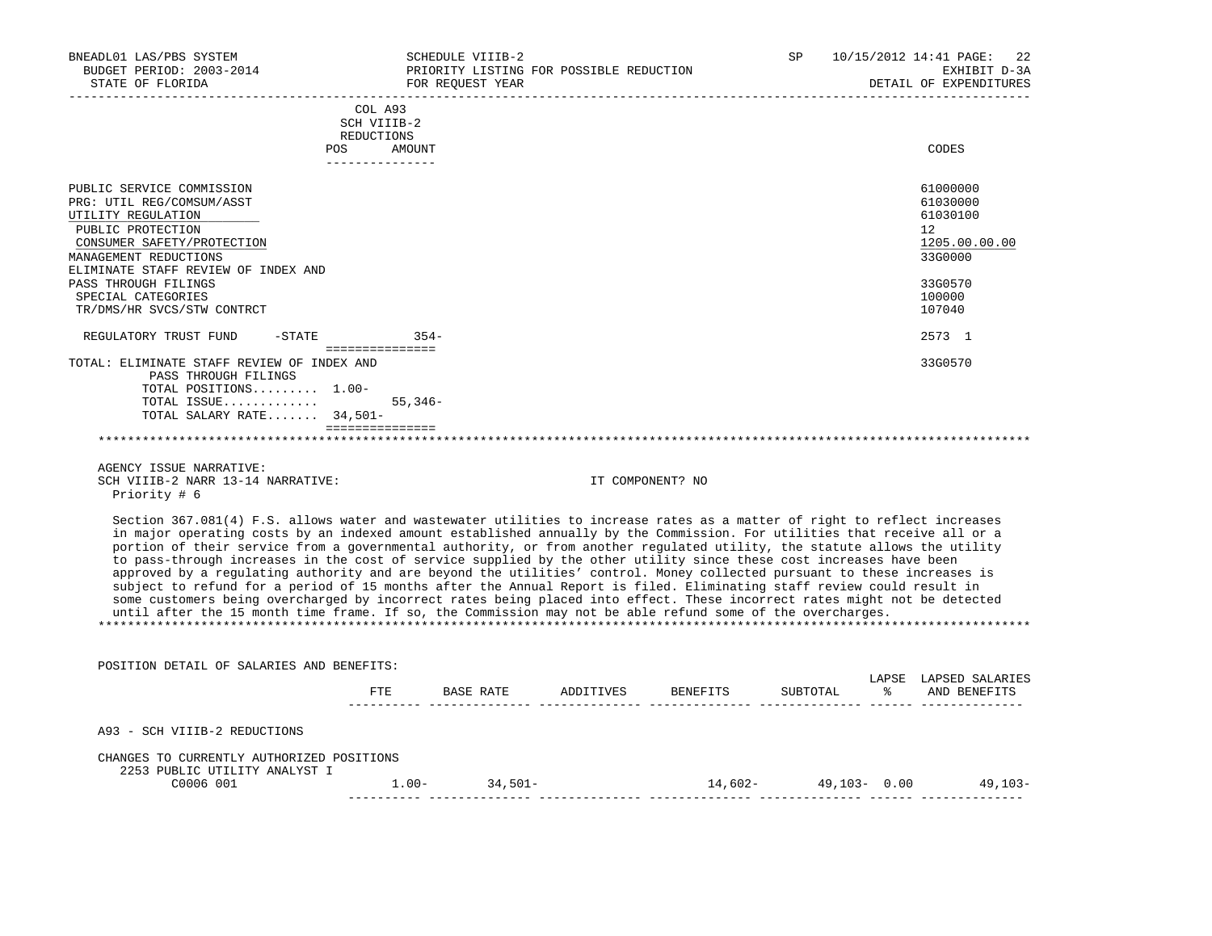BNEADL01 LAS/PBS SYSTEM | SCHEDULE VIIIB-2 | SP 10/15/2012 14:41
BUDGET PERIOD: 2003-2014 | PRIORITY LISTING FOR POSSIBLE REDUCTION | EXHIBIT D-3A
STATE OF FLORIDA | FOR REQUEST YEAR | DETAIL OF EXPENDITURES

| | COL A93 SCH VIIIB-2 REDUCTIONS POS | AMOUNT | CODES |
|---|---|---|---|
| PUBLIC SERVICE COMMISSION | | | 61000000 |
| PRG: UTIL REG/COMSUM/ASST | | | 61030000 |
| UTILITY REGULATION | | | 61030100 |
| PUBLIC PROTECTION | | | 12 |
| CONSUMER SAFETY/PROTECTION | | | 1205.00.00.00 |
| MANAGEMENT REDUCTIONS | | | 33G0000 |
| ELIMINATE STAFF REVIEW OF INDEX AND PASS THROUGH FILINGS | | | 33G0570 |
| SPECIAL CATEGORIES | | | 100000 |
| TR/DMS/HR SVCS/STW CONTRCT | | | 107040 |
| REGULATORY TRUST FUND -STATE | | 354- | 2573 1 |
| TOTAL: ELIMINATE STAFF REVIEW OF INDEX AND PASS THROUGH FILINGS | | | 33G0570 |
| TOTAL POSITIONS......... | 1.00- | | |
| TOTAL ISSUE............ | | 55,346- | |
| TOTAL SALARY RATE....... | 34,501- | | |

AGENCY ISSUE NARRATIVE:
SCH VIIIB-2 NARR 13-14 NARRATIVE: IT COMPONENT? NO
Priority # 6

Section 367.081(4) F.S. allows water and wastewater utilities to increase rates as a matter of right to reflect increases in major operating costs by an indexed amount established annually by the Commission. For utilities that receive all or a portion of their service from a governmental authority, or from another regulated utility, the statute allows the utility to pass-through increases in the cost of service supplied by the other utility since these cost increases have been approved by a regulating authority and are beyond the utilities' control. Money collected pursuant to these increases is subject to refund for a period of 15 months after the Annual Report is filed. Eliminating staff review could result in some customers being overcharged by incorrect rates being placed into effect. These incorrect rates might not be detected until after the 15 month time frame. If so, the Commission may not be able refund some of the overcharges.

POSITION DETAIL OF SALARIES AND BENEFITS:

| | FTE | BASE RATE | ADDITIVES | BENEFITS | SUBTOTAL | LAPSE % | LAPSED SALARIES AND BENEFITS |
|---|---|---|---|---|---|---|---|
| A93 - SCH VIIIB-2 REDUCTIONS | | | | | | | |
| CHANGES TO CURRENTLY AUTHORIZED POSITIONS | | | | | | | |
| 2253 PUBLIC UTILITY ANALYST I C0006 001 | 1.00- | 34,501- | | 14,602- | 49,103- | 0.00 | 49,103- |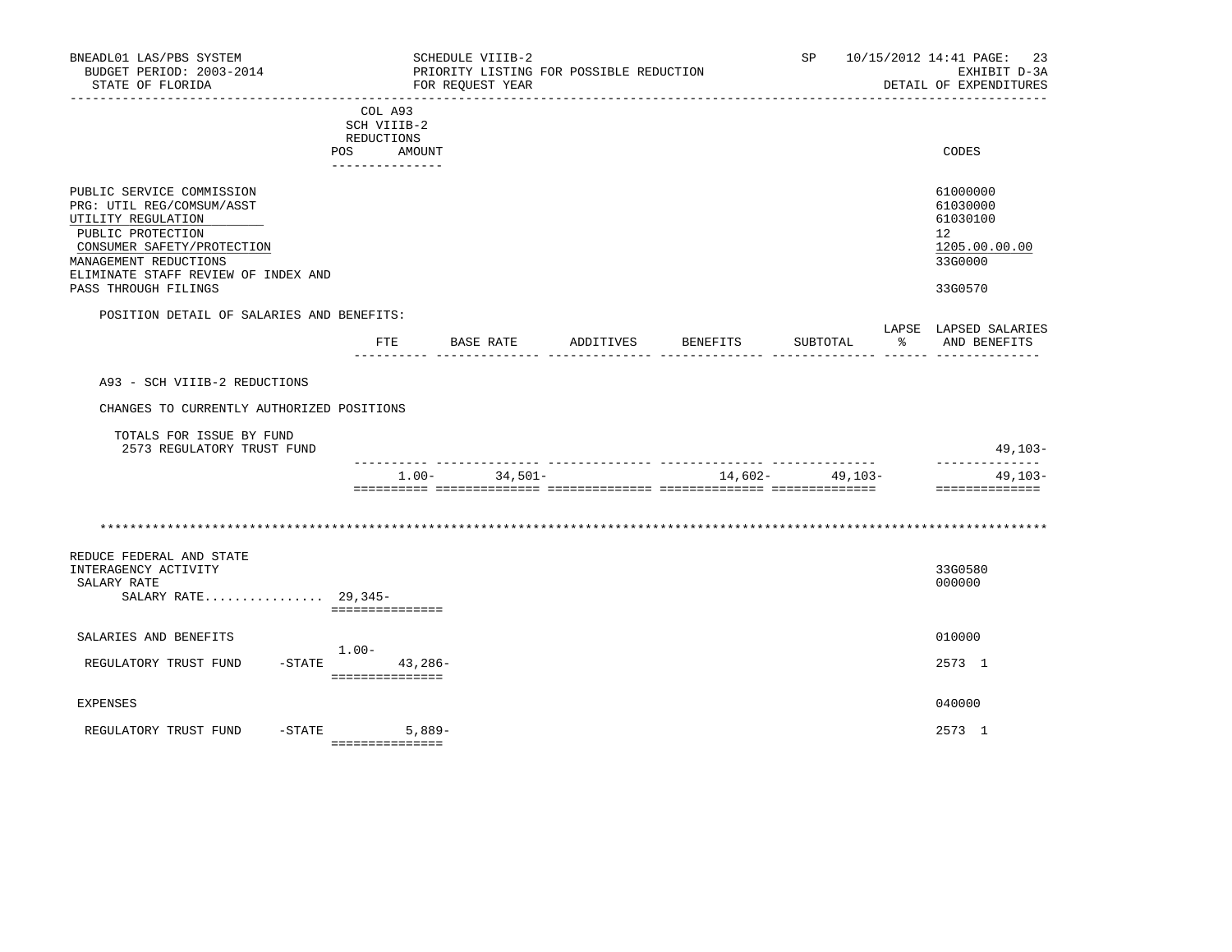| | COL A93 SCH VIIIB-2 REDUCTIONS | | CODES |
|---|---|---|---|
| | POS | AMOUNT | |

PUBLIC SERVICE COMMISSION — 61000000
PRG: UTIL REG/COMSUM/ASST — 61030000
UTILITY REGULATION — 61030100
PUBLIC PROTECTION — 12
CONSUMER SAFETY/PROTECTION — 1205.00.00.00
MANAGEMENT REDUCTIONS — 33G0000
ELIMINATE STAFF REVIEW OF INDEX AND PASS THROUGH FILINGS — 33G0570

POSITION DETAIL OF SALARIES AND BENEFITS:

| | FTE | BASE RATE | ADDITIVES | BENEFITS | SUBTOTAL | LAPSE % | LAPSED SALARIES AND BENEFITS |
|---|---|---|---|---|---|---|---|
| A93 - SCH VIIIB-2 REDUCTIONS | | | | | | | |
| CHANGES TO CURRENTLY AUTHORIZED POSITIONS | | | | | | | |
| TOTALS FOR ISSUE BY FUND | | | | | | | |
| 2573 REGULATORY TRUST FUND | | | | | | | 49,103- |
| | 1.00- | 34,501- | | 14,602- | 49,103- | | 49,103- |

*************************************************************************************************************

REDUCE FEDERAL AND STATE INTERAGENCY ACTIVITY — 33G0580

| | POS | AMOUNT | CODES |
|---|---|---|---|
| SALARY RATE | | | 000000 |
| SALARY RATE................ | 29,345- | | |
| SALARIES AND BENEFITS | | | 010000 |
| REGULATORY TRUST FUND -STATE | 1.00- | 43,286- | 2573 1 |
| EXPENSES | | | 040000 |
| REGULATORY TRUST FUND -STATE | | 5,889- | 2573 1 |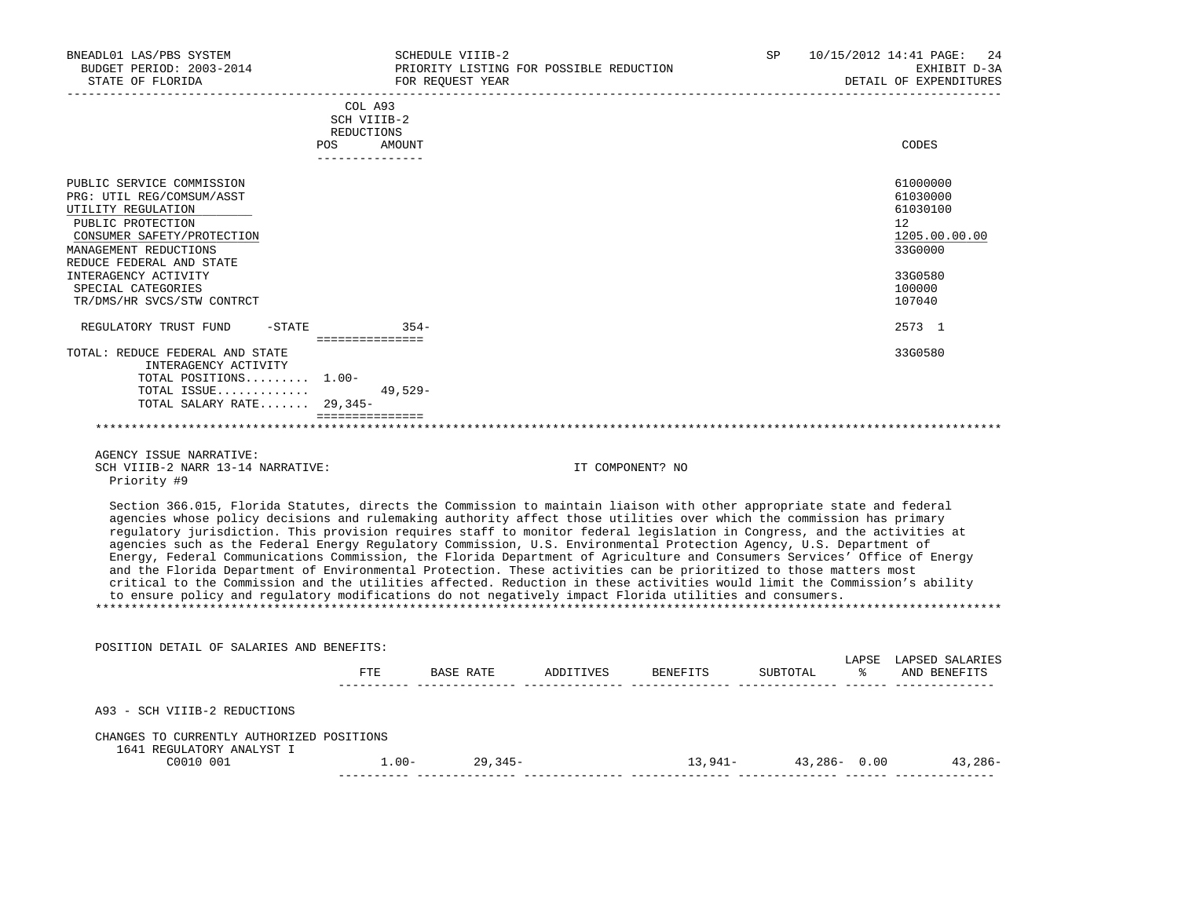| | COL A93 SCH VIIIB-2 REDUCTIONS POS | AMOUNT | CODES |
|---|---|---|---|
| PUBLIC SERVICE COMMISSION | | | 61000000 |
| PRG: UTIL REG/COMSUM/ASST | | | 61030000 |
| UTILITY REGULATION | | | 61030100 |
| PUBLIC PROTECTION | | | 12 |
| CONSUMER SAFETY/PROTECTION | | | 1205.00.00.00 |
| MANAGEMENT REDUCTIONS | | | 33G0000 |
| REDUCE FEDERAL AND STATE INTERAGENCY ACTIVITY | | | 33G0580 |
| SPECIAL CATEGORIES | | | 100000 |
| TR/DMS/HR SVCS/STW CONTRCT | | | 107040 |
| REGULATORY TRUST FUND -STATE | | 354- | 2573 1 |
| TOTAL: REDUCE FEDERAL AND STATE INTERAGENCY ACTIVITY | | | 33G0580 |
| TOTAL POSITIONS......... | 1.00- | | |
| TOTAL ISSUE............ | | 49,529- | |
| TOTAL SALARY RATE....... | 29,345- | | |

AGENCY ISSUE NARRATIVE:
SCH VIIIB-2 NARR 13-14 NARRATIVE: IT COMPONENT? NO
Priority #9

Section 366.015, Florida Statutes, directs the Commission to maintain liaison with other appropriate state and federal agencies whose policy decisions and rulemaking authority affect those utilities over which the commission has primary regulatory jurisdiction. This provision requires staff to monitor federal legislation in Congress, and the activities at agencies such as the Federal Energy Regulatory Commission, U.S. Environmental Protection Agency, U.S. Department of Energy, Federal Communications Commission, the Florida Department of Agriculture and Consumers Services' Office of Energy and the Florida Department of Environmental Protection. These activities can be prioritized to those matters most critical to the Commission and the utilities affected. Reduction in these activities would limit the Commission's ability to ensure policy and regulatory modifications do not negatively impact Florida utilities and consumers.

POSITION DETAIL OF SALARIES AND BENEFITS:

| | FTE | BASE RATE | ADDITIVES | BENEFITS | SUBTOTAL | LAPSE % | LAPSED SALARIES AND BENEFITS |
|---|---|---|---|---|---|---|---|
| A93 - SCH VIIIB-2 REDUCTIONS | | | | | | | |
| CHANGES TO CURRENTLY AUTHORIZED POSITIONS | | | | | | | |
| 1641 REGULATORY ANALYST I | | | | | | | |
| C0010 001 | 1.00- | 29,345- | | 13,941- | 43,286- | 0.00 | 43,286- |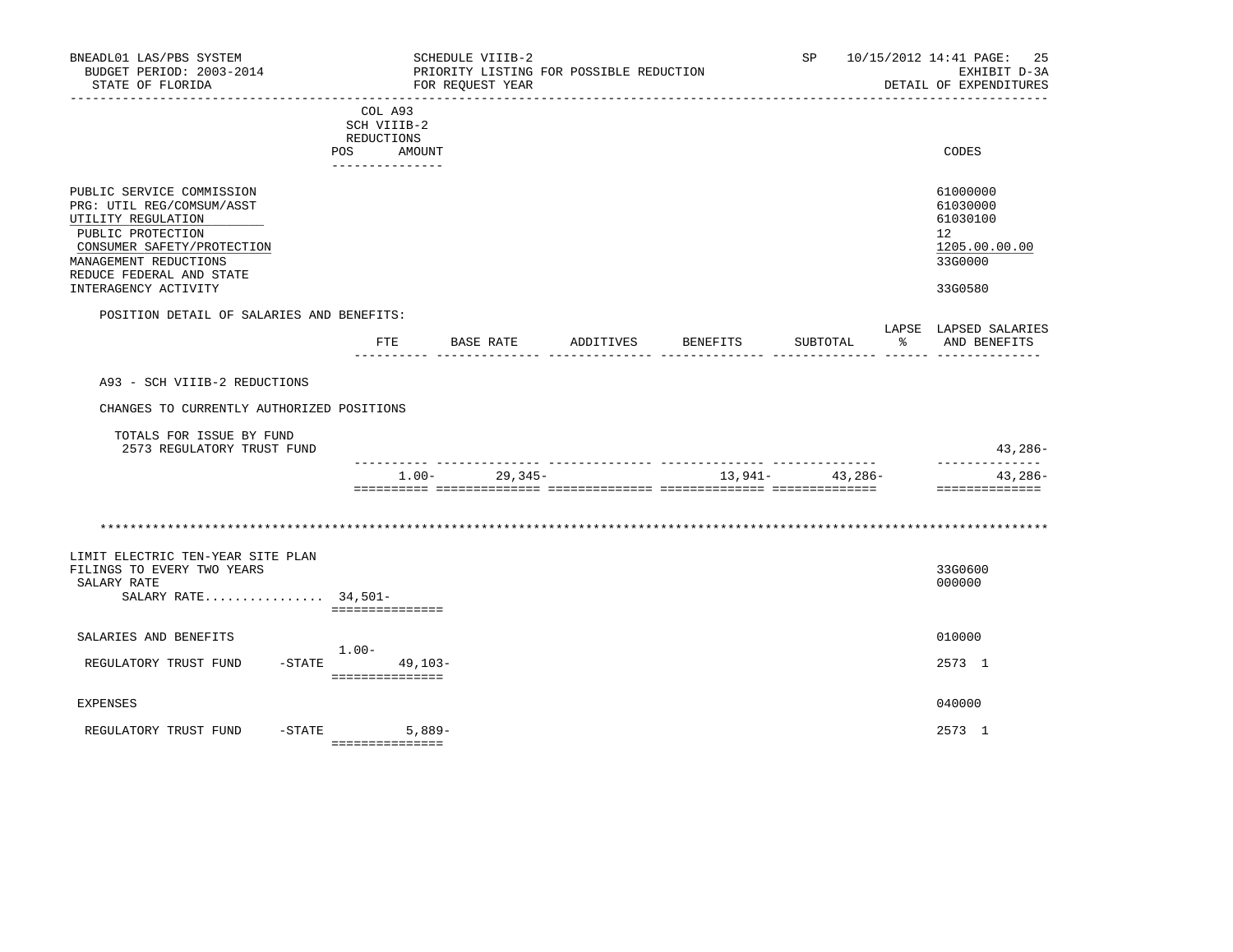COL A93
SCH VIIIB-2
REDUCTIONS

| | POS | AMOUNT | CODES |
|---|---|---|---|
| PUBLIC SERVICE COMMISSION | | | 61000000 |
| PRG: UTIL REG/COMSUM/ASST | | | 61030000 |
| UTILITY REGULATION | | | 61030100 |
| PUBLIC PROTECTION | | | 12 |
| CONSUMER SAFETY/PROTECTION | | | 1205.00.00.00 |
| MANAGEMENT REDUCTIONS | | | 33G0000 |
| REDUCE FEDERAL AND STATE INTERAGENCY ACTIVITY | | | 33G0580 |

POSITION DETAIL OF SALARIES AND BENEFITS:

| | FTE | BASE RATE | ADDITIVES | BENEFITS | SUBTOTAL | LAPSE % | LAPSED SALARIES AND BENEFITS |
|---|---|---|---|---|---|---|---|
| A93 - SCH VIIIB-2 REDUCTIONS | | | | | | | |
| CHANGES TO CURRENTLY AUTHORIZED POSITIONS | | | | | | | |
| TOTALS FOR ISSUE BY FUND | | | | | | | |
| 2573 REGULATORY TRUST FUND | | | | | | | 43,286- |
| | 1.00- | 29,345- | | 13,941- | 43,286- | | 43,286- |

\*\*\*\*\*\*\*\*\*\*\*\*\*\*\*\*\*\*\*\*\*\*\*\*\*\*\*\*\*\*\*\*\*\*\*\*\*\*\*\*\*\*\*\*\*\*\*\*\*\*\*\*\*\*\*\*\*\*\*\*\*\*\*\*\*\*\*\*\*\*\*\*\*\*\*\*\*\*\*\*\*\*\*\*\*\*\*\*\*\*\*\*\*\*\*\*\*\*\*\*\*\*\*\*\*\*\*\*\*\*

| | POS | AMOUNT | CODES |
|---|---|---|---|
| LIMIT ELECTRIC TEN-YEAR SITE PLAN FILINGS TO EVERY TWO YEARS | | | 33G0600 |
| SALARY RATE | | | 000000 |
| SALARY RATE................ | 34,501- | | |
| SALARIES AND BENEFITS | | | 010000 |
| REGULATORY TRUST FUND -STATE | 1.00- | 49,103- | 2573 1 |
| EXPENSES | | | 040000 |
| REGULATORY TRUST FUND -STATE | | 5,889- | 2573 1 |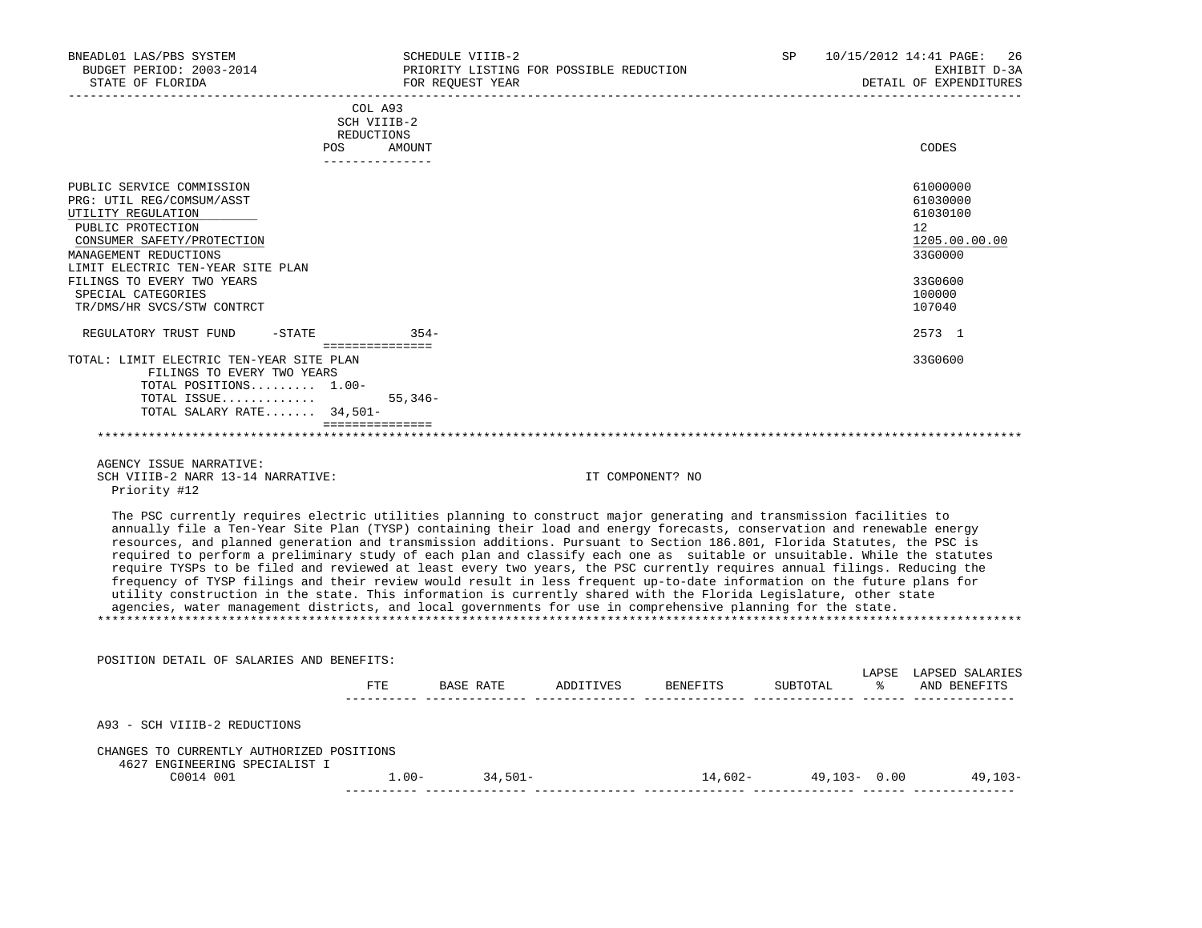BNEADL01 LAS/PBS SYSTEM — SCHEDULE VIIIB-2 — SP 10/15/2012 14:41

BUDGET PERIOD: 2003-2014 — PRIORITY LISTING FOR POSSIBLE REDUCTION — EXHIBIT D-3A

STATE OF FLORIDA — FOR REQUEST YEAR — DETAIL OF EXPENDITURES

| | COL A93 SCH VIIIB-2 REDUCTIONS POS | AMOUNT | CODES |
|---|---|---|---|
| PUBLIC SERVICE COMMISSION | | | 61000000 |
| PRG: UTIL REG/COMSUM/ASST | | | 61030000 |
| UTILITY REGULATION | | | 61030100 |
| PUBLIC PROTECTION | | | 12 |
| CONSUMER SAFETY/PROTECTION | | | 1205.00.00.00 |
| MANAGEMENT REDUCTIONS | | | 33G0000 |
| LIMIT ELECTRIC TEN-YEAR SITE PLAN FILINGS TO EVERY TWO YEARS | | | 33G0600 |
| SPECIAL CATEGORIES | | | 100000 |
| TR/DMS/HR SVCS/STW CONTRCT | | | 107040 |
| REGULATORY TRUST FUND -STATE | | 354- | 2573 1 |
| TOTAL: LIMIT ELECTRIC TEN-YEAR SITE PLAN FILINGS TO EVERY TWO YEARS | | | 33G0600 |
| TOTAL POSITIONS......... | 1.00- | | |
| TOTAL ISSUE............. | | 55,346- | |
| TOTAL SALARY RATE....... | 34,501- | | |

AGENCY ISSUE NARRATIVE:

SCH VIIIB-2 NARR 13-14 NARRATIVE: IT COMPONENT? NO

Priority #12

The PSC currently requires electric utilities planning to construct major generating and transmission facilities to annually file a Ten-Year Site Plan (TYSP) containing their load and energy forecasts, conservation and renewable energy resources, and planned generation and transmission additions. Pursuant to Section 186.801, Florida Statutes, the PSC is required to perform a preliminary study of each plan and classify each one as suitable or unsuitable. While the statutes require TYSPs to be filed and reviewed at least every two years, the PSC currently requires annual filings. Reducing the frequency of TYSP filings and their review would result in less frequent up-to-date information on the future plans for utility construction in the state. This information is currently shared with the Florida Legislature, other state agencies, water management districts, and local governments for use in comprehensive planning for the state.

POSITION DETAIL OF SALARIES AND BENEFITS:

| | FTE | BASE RATE | ADDITIVES | BENEFITS | SUBTOTAL | LAPSE % | LAPSED SALARIES AND BENEFITS |
|---|---|---|---|---|---|---|---|
| A93 - SCH VIIIB-2 REDUCTIONS | | | | | | | |
| CHANGES TO CURRENTLY AUTHORIZED POSITIONS | | | | | | | |
| 4627 ENGINEERING SPECIALIST I | | | | | | | |
| C0014 001 | 1.00- | 34,501- | | 14,602- | 49,103- | 0.00 | 49,103- |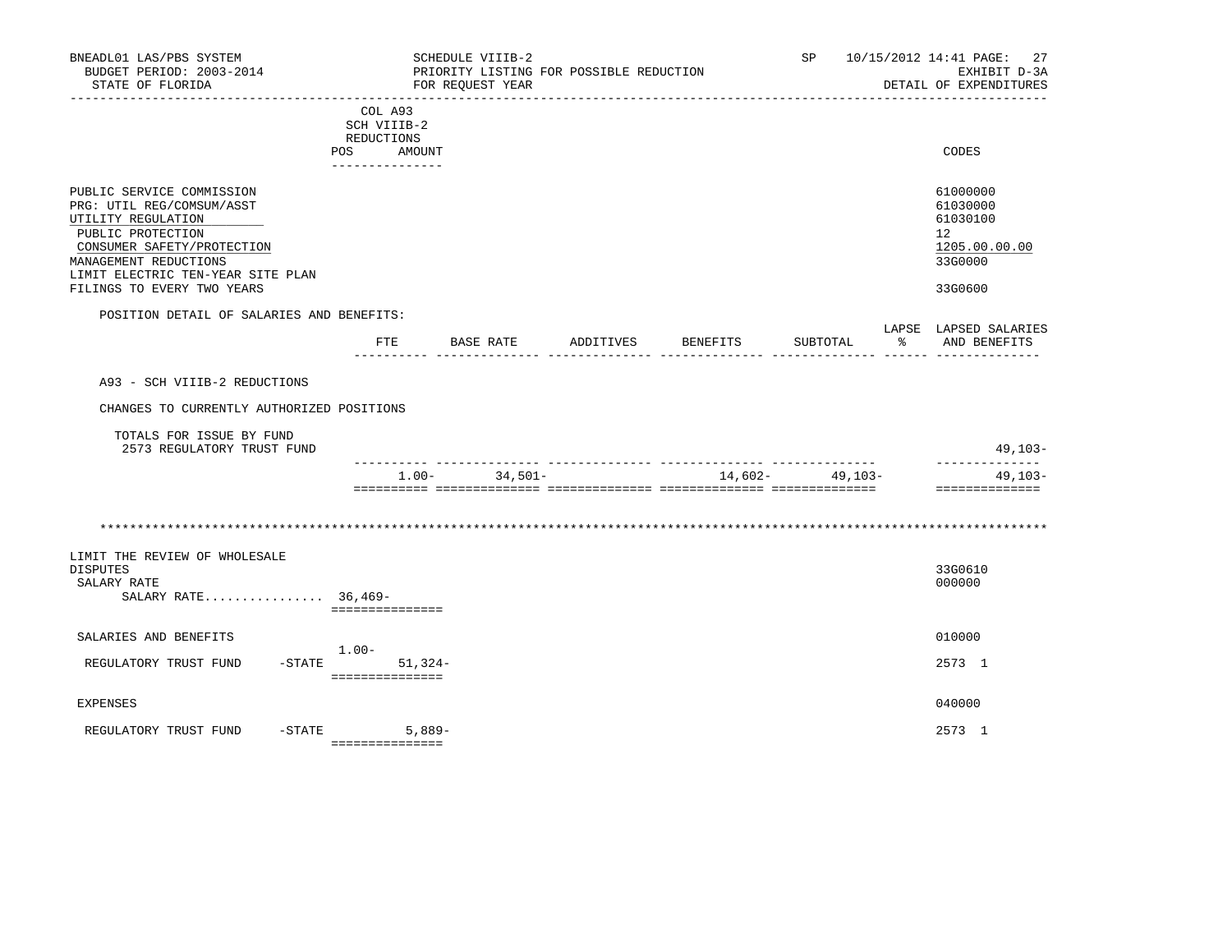| | COL A93 SCH VIIIB-2 REDUCTIONS POS | AMOUNT | CODES |
|---|---|---|---|
| PUBLIC SERVICE COMMISSION | | | 61000000 |
| PRG: UTIL REG/COMSUM/ASST | | | 61030000 |
| UTILITY REGULATION | | | 61030100 |
| PUBLIC PROTECTION | | | 12 |
| CONSUMER SAFETY/PROTECTION | | | 1205.00.00.00 |
| MANAGEMENT REDUCTIONS | | | 33G0000 |
| LIMIT ELECTRIC TEN-YEAR SITE PLAN FILINGS TO EVERY TWO YEARS | | | 33G0600 |

POSITION DETAIL OF SALARIES AND BENEFITS:

| | FTE | BASE RATE | ADDITIVES | BENEFITS | SUBTOTAL | LAPSE % | LAPSED SALARIES AND BENEFITS |
|---|---|---|---|---|---|---|---|
| A93 - SCH VIIIB-2 REDUCTIONS | | | | | | | |
| CHANGES TO CURRENTLY AUTHORIZED POSITIONS | | | | | | | |
| TOTALS FOR ISSUE BY FUND | | | | | | | |
| 2573 REGULATORY TRUST FUND | | | | | | | 49,103- |
| | 1.00- | 34,501- | | 14,602- | 49,103- | | 49,103- |

*************************************************************************************************************

| | POS | AMOUNT | CODES |
|---|---|---|---|
| LIMIT THE REVIEW OF WHOLESALE DISPUTES | | | 33G0610 |
| SALARY RATE | | | 000000 |
| SALARY RATE................ | 36,469- | | |
| SALARIES AND BENEFITS | | | 010000 |
| REGULATORY TRUST FUND -STATE | 1.00- | 51,324- | 2573 1 |
| EXPENSES | | | 040000 |
| REGULATORY TRUST FUND -STATE | | 5,889- | 2573 1 |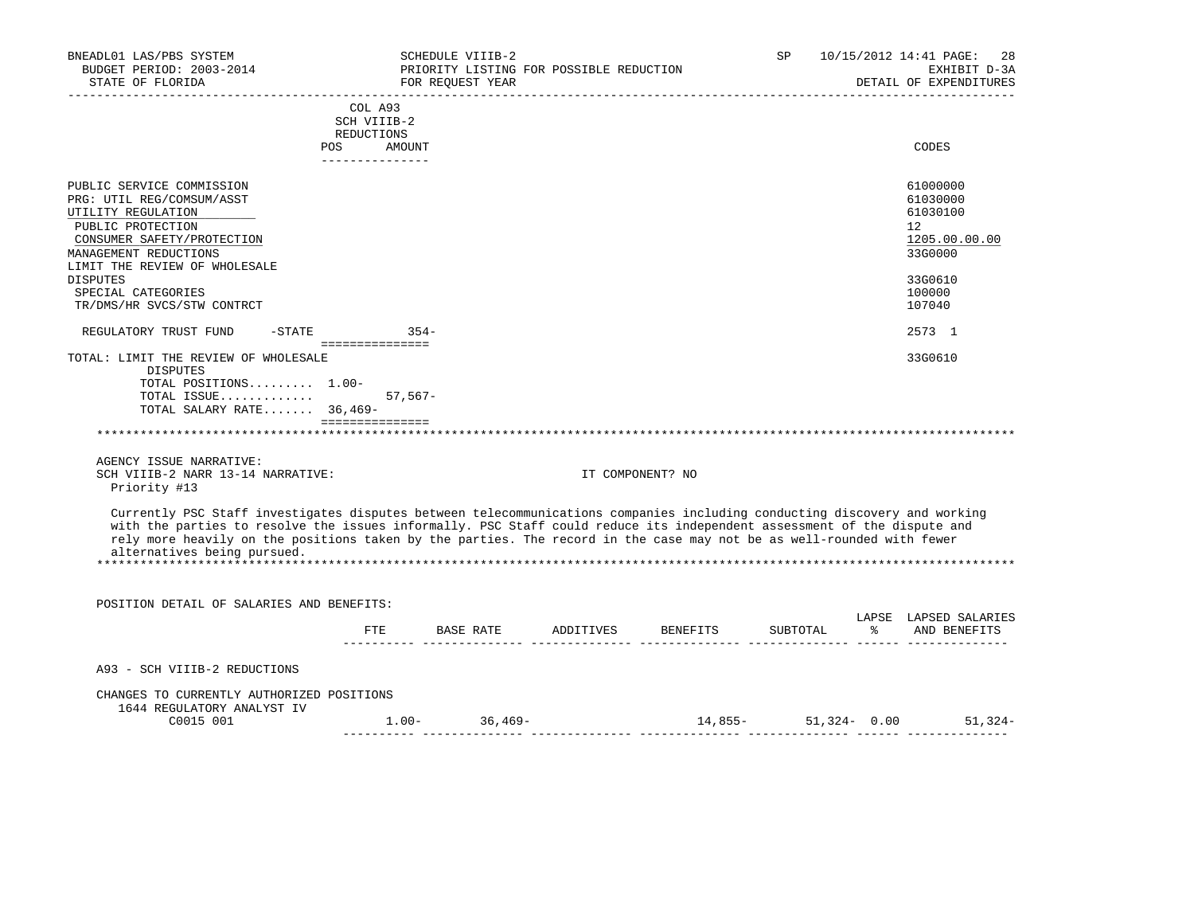BNEADL01 LAS/PBS SYSTEM | SCHEDULE VIIIB-2 | SP 10/15/2012 14:41
BUDGET PERIOD: 2003-2014 | PRIORITY LISTING FOR POSSIBLE REDUCTION | EXHIBIT D-3A
STATE OF FLORIDA | FOR REQUEST YEAR | DETAIL OF EXPENDITURES

| | COL A93 SCH VIIIB-2 REDUCTIONS POS | AMOUNT | CODES |
|---|---|---|---|
| PUBLIC SERVICE COMMISSION | | | 61000000 |
| PRG: UTIL REG/COMSUM/ASST | | | 61030000 |
| UTILITY REGULATION | | | 61030100 |
| PUBLIC PROTECTION | | | 12 |
| CONSUMER SAFETY/PROTECTION | | | 1205.00.00.00 |
| MANAGEMENT REDUCTIONS | | | 33G0000 |
| LIMIT THE REVIEW OF WHOLESALE DISPUTES | | | 33G0610 |
| SPECIAL CATEGORIES | | | 100000 |
| TR/DMS/HR SVCS/STW CONTRCT | | | 107040 |
| REGULATORY TRUST FUND -STATE | | 354- | 2573 1 |
| TOTAL: LIMIT THE REVIEW OF WHOLESALE DISPUTES | | | 33G0610 |
| TOTAL POSITIONS......... | 1.00- | | |
| TOTAL ISSUE............. | | 57,567- | |
| TOTAL SALARY RATE....... | 36,469- | | |

AGENCY ISSUE NARRATIVE:
SCH VIIIB-2 NARR 13-14 NARRATIVE: IT COMPONENT? NO
Priority #13

Currently PSC Staff investigates disputes between telecommunications companies including conducting discovery and working with the parties to resolve the issues informally. PSC Staff could reduce its independent assessment of the dispute and rely more heavily on the positions taken by the parties. The record in the case may not be as well-rounded with fewer alternatives being pursued.

POSITION DETAIL OF SALARIES AND BENEFITS:

| | FTE | BASE RATE | ADDITIVES | BENEFITS | SUBTOTAL | LAPSE % | LAPSED SALARIES AND BENEFITS |
|---|---|---|---|---|---|---|---|
| A93 - SCH VIIIB-2 REDUCTIONS | | | | | | | |
| CHANGES TO CURRENTLY AUTHORIZED POSITIONS | | | | | | | |
| 1644 REGULATORY ANALYST IV C0015 001 | 1.00- | 36,469- | | 14,855- | 51,324- | 0.00 | 51,324- |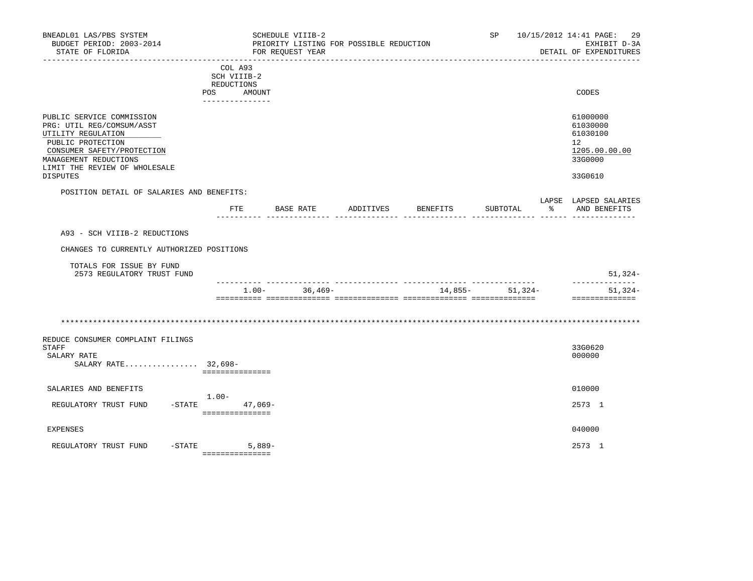COL A93
SCH VIIIB-2
REDUCTIONS

| | POS | AMOUNT | CODES |
|---|---|---|---|
| PUBLIC SERVICE COMMISSION | | | 61000000 |
| PRG: UTIL REG/COMSUM/ASST | | | 61030000 |
| UTILITY REGULATION | | | 61030100 |
| PUBLIC PROTECTION | | | 12 |
| CONSUMER SAFETY/PROTECTION | | | 1205.00.00.00 |
| MANAGEMENT REDUCTIONS | | | 33G0000 |
| LIMIT THE REVIEW OF WHOLESALE DISPUTES | | | 33G0610 |

POSITION DETAIL OF SALARIES AND BENEFITS:

| | FTE | BASE RATE | ADDITIVES | BENEFITS | SUBTOTAL | LAPSE % | LAPSED SALARIES AND BENEFITS |
|---|---|---|---|---|---|---|---|
| A93 - SCH VIIIB-2 REDUCTIONS | | | | | | | |
| CHANGES TO CURRENTLY AUTHORIZED POSITIONS | | | | | | | |
| TOTALS FOR ISSUE BY FUND | | | | | | | |
| 2573 REGULATORY TRUST FUND | | | | | | | 51,324- |
| | 1.00- | 36,469- | | 14,855- | 51,324- | | 51,324- |

\*\*\*\*\*\*\*\*\*\*\*\*\*\*\*\*\*\*\*\*\*\*\*\*\*\*\*\*\*\*\*\*\*\*\*\*\*\*\*\*\*\*\*\*\*\*\*\*\*\*\*\*\*\*\*\*\*\*\*\*\*\*\*\*\*\*\*\*\*\*\*\*\*\*\*\*\*\*\*\*\*\*

| | POS | AMOUNT | CODES |
|---|---|---|---|
| REDUCE CONSUMER COMPLAINT FILINGS STAFF | | | 33G0620 |
| SALARY RATE | | | 000000 |
| SALARY RATE................ 32,698- | | | |
| SALARIES AND BENEFITS | | | 010000 |
| REGULATORY TRUST FUND -STATE | 1.00- | 47,069- | 2573 1 |
| EXPENSES | | | 040000 |
| REGULATORY TRUST FUND -STATE | | 5,889- | 2573 1 |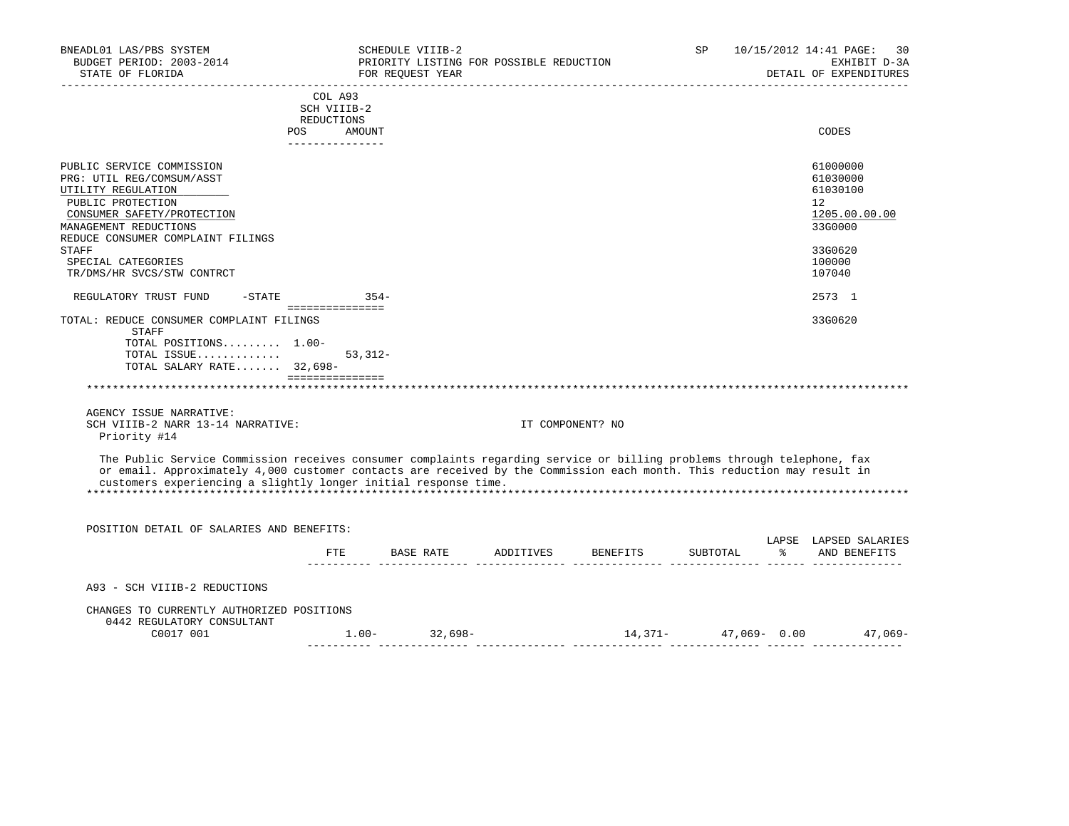BNEADL01 LAS/PBS SYSTEM — SCHEDULE VIIIB-2 — SP 10/15/2012 14:41

BUDGET PERIOD: 2003-2014 — PRIORITY LISTING FOR POSSIBLE REDUCTION — EXHIBIT D-3A

STATE OF FLORIDA — FOR REQUEST YEAR — DETAIL OF EXPENDITURES

| | COL A93 SCH VIIIB-2 REDUCTIONS POS | AMOUNT | CODES |
|---|---|---|---|
| PUBLIC SERVICE COMMISSION | | | 61000000 |
| PRG: UTIL REG/COMSUM/ASST | | | 61030000 |
| UTILITY REGULATION | | | 61030100 |
| PUBLIC PROTECTION | | | 12 |
| CONSUMER SAFETY/PROTECTION | | | 1205.00.00.00 |
| MANAGEMENT REDUCTIONS | | | 33G0000 |
| REDUCE CONSUMER COMPLAINT FILINGS STAFF | | | 33G0620 |
| SPECIAL CATEGORIES | | | 100000 |
| TR/DMS/HR SVCS/STW CONTRCT | | | 107040 |
| REGULATORY TRUST FUND -STATE | | 354- | 2573 1 |
| TOTAL: REDUCE CONSUMER COMPLAINT FILINGS STAFF | | | 33G0620 |
| TOTAL POSITIONS......... | 1.00- | | |
| TOTAL ISSUE............. | | 53,312- | |
| TOTAL SALARY RATE....... | 32,698- | | |

AGENCY ISSUE NARRATIVE:

SCH VIIIB-2 NARR 13-14 NARRATIVE: IT COMPONENT? NO

Priority #14

The Public Service Commission receives consumer complaints regarding service or billing problems through telephone, fax or email. Approximately 4,000 customer contacts are received by the Commission each month. This reduction may result in customers experiencing a slightly longer initial response time.

POSITION DETAIL OF SALARIES AND BENEFITS:

| | FTE | BASE RATE | ADDITIVES | BENEFITS | SUBTOTAL | LAPSE % | LAPSED SALARIES AND BENEFITS |
|---|---|---|---|---|---|---|---|
| A93 - SCH VIIIB-2 REDUCTIONS | | | | | | | |
| CHANGES TO CURRENTLY AUTHORIZED POSITIONS | | | | | | | |
| 0442 REGULATORY CONSULTANT C0017 001 | 1.00- | 32,698- | | 14,371- | 47,069- | 0.00 | 47,069- |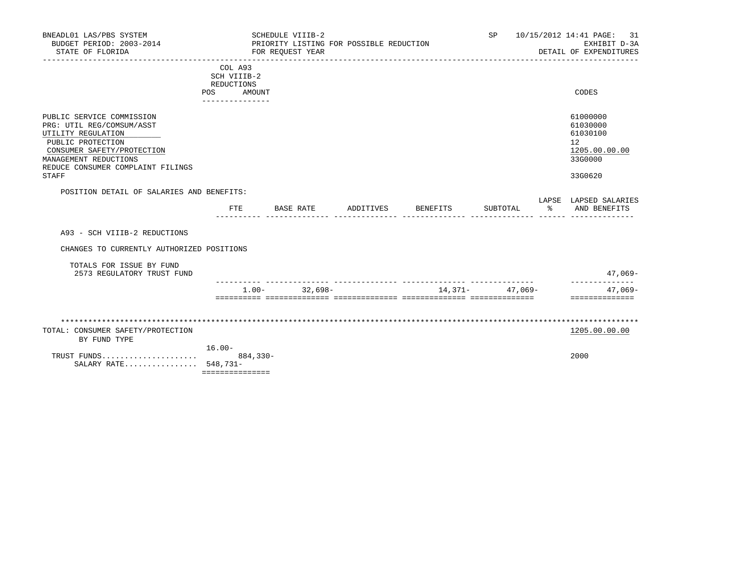BNEADL01 LAS/PBS SYSTEM | SCHEDULE VIIIB-2 | SP 10/15/2012 14:41 PAGE: 31
BUDGET PERIOD: 2003-2014 | PRIORITY LISTING FOR POSSIBLE REDUCTION | EXHIBIT D-3A
STATE OF FLORIDA | FOR REQUEST YEAR | DETAIL OF EXPENDITURES

| | COL A93 SCH VIIIB-2 REDUCTIONS POS AMOUNT | CODES |
|---|---|---|
| PUBLIC SERVICE COMMISSION | | 61000000 |
| PRG: UTIL REG/COMSUM/ASST | | 61030000 |
| UTILITY REGULATION | | 61030100 |
| PUBLIC PROTECTION | | 12 |
| CONSUMER SAFETY/PROTECTION | | 1205.00.00.00 |
| MANAGEMENT REDUCTIONS | | 33G0000 |
| REDUCE CONSUMER COMPLAINT FILINGS STAFF | | 33G0620 |

POSITION DETAIL OF SALARIES AND BENEFITS:

| | FTE | BASE RATE | ADDITIVES | BENEFITS | SUBTOTAL | LAPSE % | LAPSED SALARIES AND BENEFITS |
|---|---|---|---|---|---|---|---|
| A93 - SCH VIIIB-2 REDUCTIONS | | | | | | | |
| CHANGES TO CURRENTLY AUTHORIZED POSITIONS | | | | | | | |
| TOTALS FOR ISSUE BY FUND | | | | | | | |
| 2573 REGULATORY TRUST FUND | | | | | | | 47,069- |
| | 1.00- | 32,698- | | 14,371- | 47,069- | | 47,069- |

TOTAL: CONSUMER SAFETY/PROTECTION — 1205.00.00.00
BY FUND TYPE

| | POS | AMOUNT | CODES |
|---|---|---|---|
| TRUST FUNDS | 16.00- | 884,330- | 2000 |
| SALARY RATE | 548,731- | | |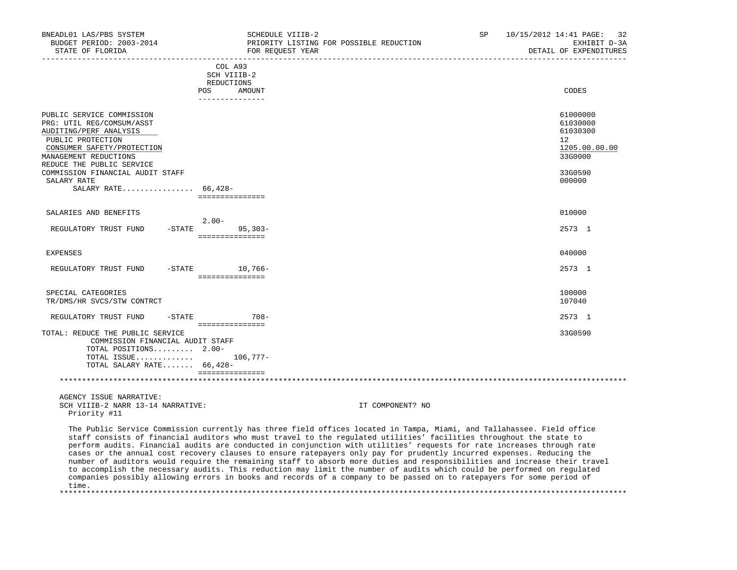BNEADL01 LAS/PBS SYSTEM — SCHEDULE VIIIB-2 — SP 10/15/2012 14:41
BUDGET PERIOD: 2003-2014 — PRIORITY LISTING FOR POSSIBLE REDUCTION — EXHIBIT D-3A
STATE OF FLORIDA — FOR REQUEST YEAR — DETAIL OF EXPENDITURES

| | COL A93 SCH VIIIB-2 REDUCTIONS POS | AMOUNT | CODES |
|---|---|---|---|
| PUBLIC SERVICE COMMISSION | | | 61000000 |
| PRG: UTIL REG/COMSUM/ASST | | | 61030000 |
| AUDITING/PERF ANALYSIS | | | 61030300 |
| PUBLIC PROTECTION | | | 12 |
| CONSUMER SAFETY/PROTECTION | | | 1205.00.00.00 |
| MANAGEMENT REDUCTIONS | | | 33G0000 |
| REDUCE THE PUBLIC SERVICE COMMISSION FINANCIAL AUDIT STAFF | | | 33G0590 |
| SALARY RATE | | | 000000 |
| SALARY RATE................ | 66,428- | | |
| SALARIES AND BENEFITS | | | 010000 |
| REGULATORY TRUST FUND -STATE | 2.00- | 95,303- | 2573 1 |
| EXPENSES | | | 040000 |
| REGULATORY TRUST FUND -STATE | | 10,766- | 2573 1 |
| SPECIAL CATEGORIES | | | 100000 |
| TR/DMS/HR SVCS/STW CONTRCT | | | 107040 |
| REGULATORY TRUST FUND -STATE | | 708- | 2573 1 |
| TOTAL: REDUCE THE PUBLIC SERVICE COMMISSION FINANCIAL AUDIT STAFF | | | 33G0590 |
| TOTAL POSITIONS......... | 2.00- | | |
| TOTAL ISSUE............ | | 106,777- | |
| TOTAL SALARY RATE....... | 66,428- | | |

AGENCY ISSUE NARRATIVE:
SCH VIIIB-2 NARR 13-14 NARRATIVE: IT COMPONENT? NO
Priority #11

The Public Service Commission currently has three field offices located in Tampa, Miami, and Tallahassee. Field office staff consists of financial auditors who must travel to the regulated utilities' facilities throughout the state to perform audits. Financial audits are conducted in conjunction with utilities' requests for rate increases through rate cases or the annual cost recovery clauses to ensure ratepayers only pay for prudently incurred expenses. Reducing the number of auditors would require the remaining staff to absorb more duties and responsibilities and increase their travel to accomplish the necessary audits. This reduction may limit the number of audits which could be performed on regulated companies possibly allowing errors in books and records of a company to be passed on to ratepayers for some period of time.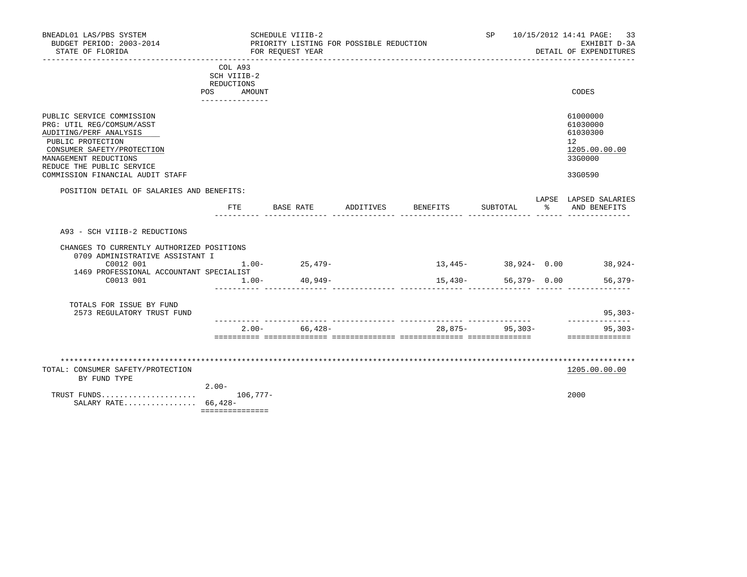BNEADL01 LAS/PBS SYSTEM — SCHEDULE VIIIB-2 — SP 10/15/2012 14:41

BUDGET PERIOD: 2003-2014 — PRIORITY LISTING FOR POSSIBLE REDUCTION — EXHIBIT D-3A

STATE OF FLORIDA — FOR REQUEST YEAR — DETAIL OF EXPENDITURES

| | COL A93 SCH VIIIB-2 REDUCTIONS POS AMOUNT | CODES |
|---|---|---|
| PUBLIC SERVICE COMMISSION | | 61000000 |
| PRG: UTIL REG/COMSUM/ASST | | 61030000 |
| AUDITING/PERF ANALYSIS | | 61030300 |
| PUBLIC PROTECTION | | 12 |
| CONSUMER SAFETY/PROTECTION | | 1205.00.00.00 |
| MANAGEMENT REDUCTIONS | | 33G0000 |
| REDUCE THE PUBLIC SERVICE COMMISSION FINANCIAL AUDIT STAFF | | 33G0590 |

POSITION DETAIL OF SALARIES AND BENEFITS:

| | FTE | BASE RATE | ADDITIVES | BENEFITS | SUBTOTAL | LAPSE % | LAPSED SALARIES AND BENEFITS |
|---|---|---|---|---|---|---|---|
| A93 - SCH VIIIB-2 REDUCTIONS | | | | | | | |
| CHANGES TO CURRENTLY AUTHORIZED POSITIONS | | | | | | | |
| 0709 ADMINISTRATIVE ASSISTANT I | | | | | | | |
| C0012 001 | 1.00- | 25,479- | | 13,445- | 38,924- | 0.00 | 38,924- |
| 1469 PROFESSIONAL ACCOUNTANT SPECIALIST | | | | | | | |
| C0013 001 | 1.00- | 40,949- | | 15,430- | 56,379- | 0.00 | 56,379- |
| TOTALS FOR ISSUE BY FUND | | | | | | | |
| 2573 REGULATORY TRUST FUND | | | | | | | 95,303- |
| | 2.00- | 66,428- | | 28,875- | 95,303- | | 95,303- |

| | POS | AMOUNT | CODES |
|---|---|---|---|
| TOTAL: CONSUMER SAFETY/PROTECTION | | | 1205.00.00.00 |
| BY FUND TYPE | | | |
| TRUST FUNDS..................... | 2.00- | 106,777- | 2000 |
| SALARY RATE................ | 66,428- | | |